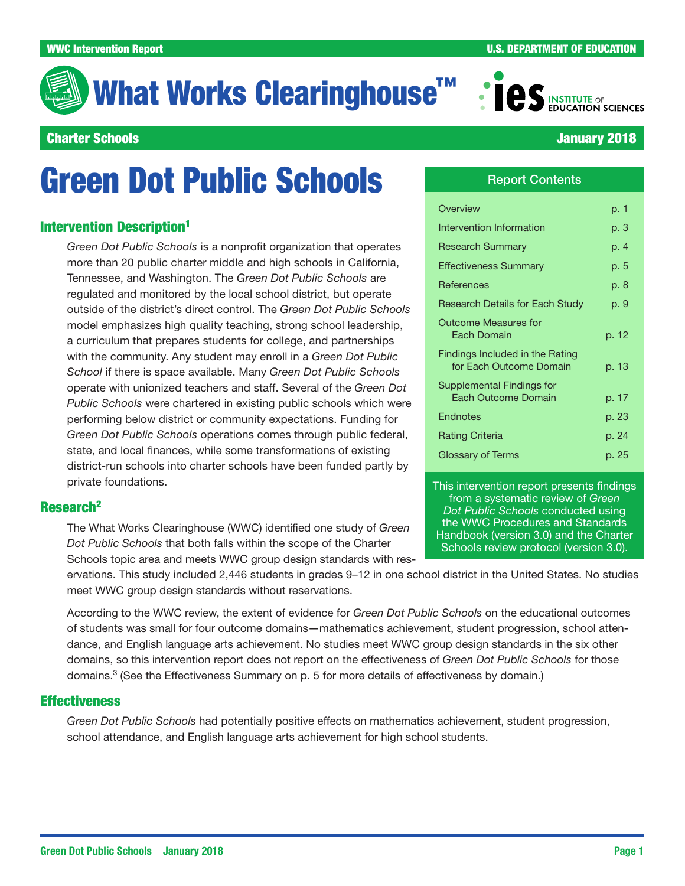WWC Intervention Report | U.S. DEPARTMENT OF EDUCATION

# What Works Clearinghouse™

**Charter Schools** | **January 2018**

# Green Dot Public Schools

| Report Contents | |
|---|---|
| Overview | p. 1 |
| Intervention Information | p. 3 |
| Research Summary | p. 4 |
| Effectiveness Summary | p. 5 |
| References | p. 8 |
| Research Details for Each Study | p. 9 |
| Outcome Measures for Each Domain | p. 12 |
| Findings Included in the Rating for Each Outcome Domain | p. 13 |
| Supplemental Findings for Each Outcome Domain | p. 17 |
| Endnotes | p. 23 |
| Rating Criteria | p. 24 |
| Glossary of Terms | p. 25 |

This intervention report presents findings from a systematic review of *Green Dot Public Schools* conducted using the WWC Procedures and Standards Handbook (version 3.0) and the Charter Schools review protocol (version 3.0).

## Intervention Description[1]

*Green Dot Public Schools* is a nonprofit organization that operates more than 20 public charter middle and high schools in California, Tennessee, and Washington. The *Green Dot Public Schools* are regulated and monitored by the local school district, but operate outside of the district's direct control. The *Green Dot Public Schools* model emphasizes high quality teaching, strong school leadership, a curriculum that prepares students for college, and partnerships with the community. Any student may enroll in a *Green Dot Public School* if there is space available. Many *Green Dot Public Schools* operate with unionized teachers and staff. Several of the *Green Dot Public Schools* were chartered in existing public schools which were performing below district or community expectations. Funding for *Green Dot Public Schools* operations comes through public federal, state, and local finances, while some transformations of existing district-run schools into charter schools have been funded partly by private foundations.

## Research[2]

The What Works Clearinghouse (WWC) identified one study of *Green Dot Public Schools* that both falls within the scope of the Charter Schools topic area and meets WWC group design standards with reservations. This study included 2,446 students in grades 9–12 in one school district in the United States. No studies meet WWC group design standards without reservations.

According to the WWC review, the extent of evidence for *Green Dot Public Schools* on the educational outcomes of students was small for four outcome domains—mathematics achievement, student progression, school attendance, and English language arts achievement. No studies meet WWC group design standards in the six other domains, so this intervention report does not report on the effectiveness of *Green Dot Public Schools* for those domains.[3] (See the Effectiveness Summary on p. 5 for more details of effectiveness by domain.)

## Effectiveness

*Green Dot Public Schools* had potentially positive effects on mathematics achievement, student progression, school attendance, and English language arts achievement for high school students.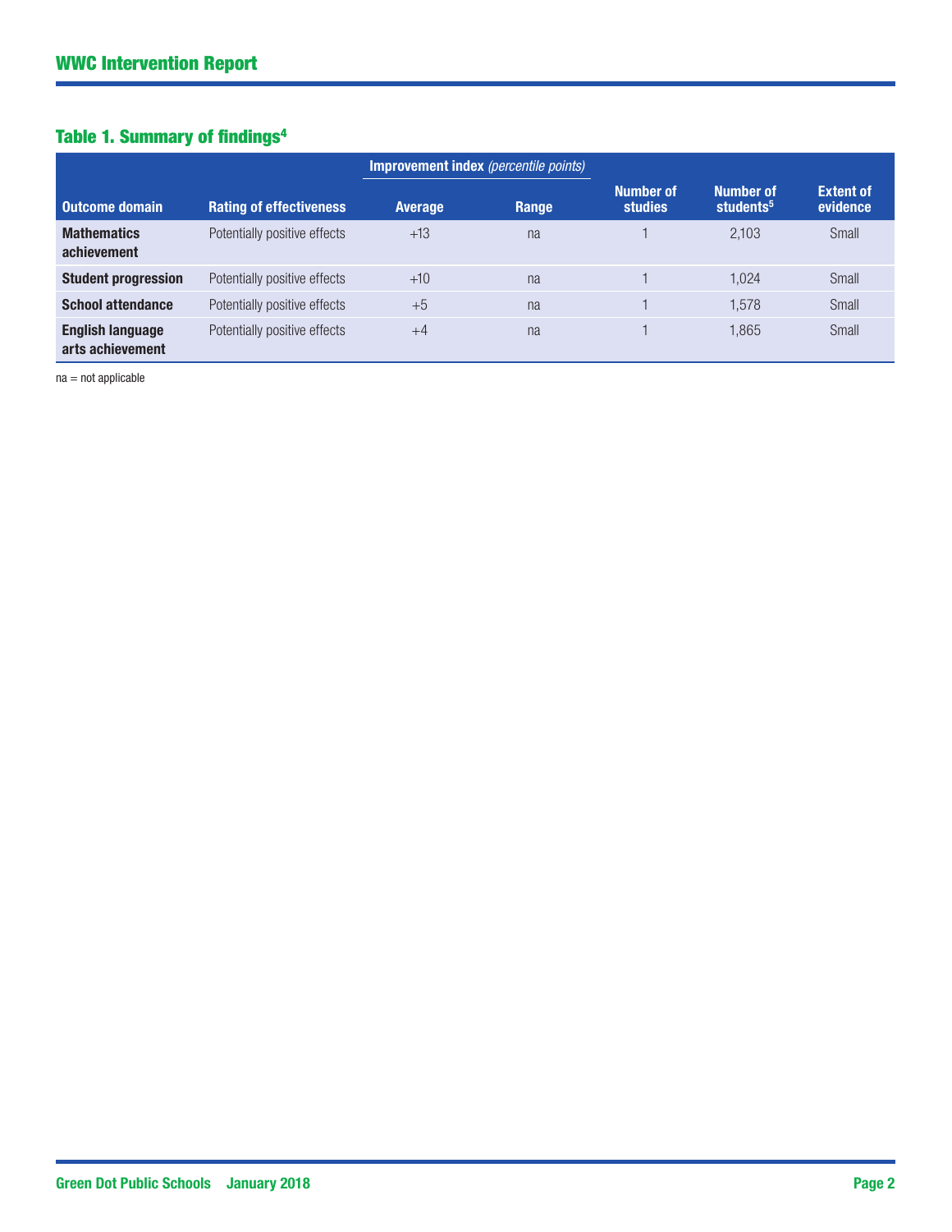## Table 1. Summary of findings[4]

| Outcome domain | Rating of effectiveness | Improvement index *(percentile points)* Average | Improvement index *(percentile points)* Range | Number of studies | Number of students[5] | Extent of evidence |
|---|---|---|---|---|---|---|
| **Mathematics achievement** | Potentially positive effects | +13 | na | 1 | 2,103 | Small |
| **Student progression** | Potentially positive effects | +10 | na | 1 | 1,024 | Small |
| **School attendance** | Potentially positive effects | +5 | na | 1 | 1,578 | Small |
| **English language arts achievement** | Potentially positive effects | +4 | na | 1 | 1,865 | Small |

na = not applicable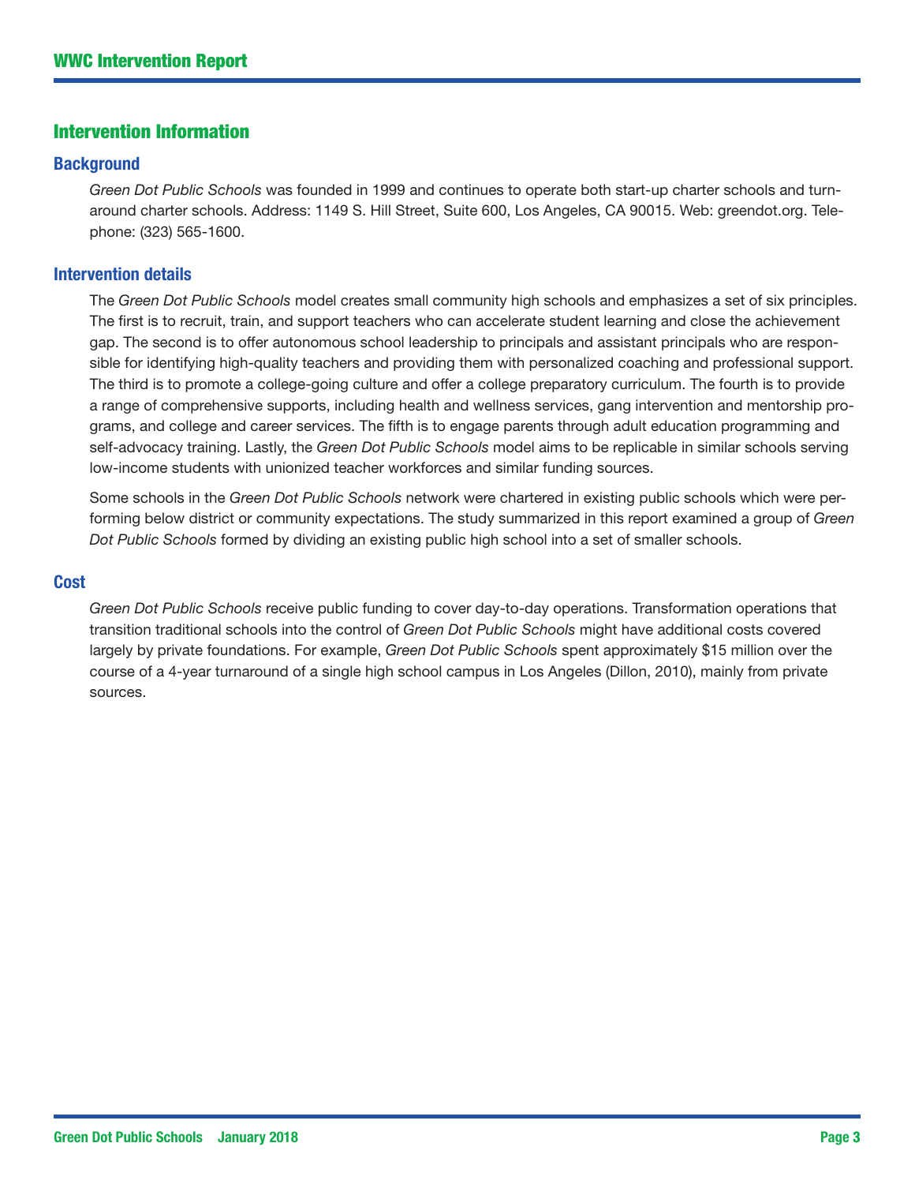## Intervention Information

### Background

*Green Dot Public Schools* was founded in 1999 and continues to operate both start-up charter schools and turnaround charter schools. Address: 1149 S. Hill Street, Suite 600, Los Angeles, CA 90015. Web: greendot.org. Telephone: (323) 565-1600.

### Intervention details

The *Green Dot Public Schools* model creates small community high schools and emphasizes a set of six principles. The first is to recruit, train, and support teachers who can accelerate student learning and close the achievement gap. The second is to offer autonomous school leadership to principals and assistant principals who are responsible for identifying high-quality teachers and providing them with personalized coaching and professional support. The third is to promote a college-going culture and offer a college preparatory curriculum. The fourth is to provide a range of comprehensive supports, including health and wellness services, gang intervention and mentorship programs, and college and career services. The fifth is to engage parents through adult education programming and self-advocacy training. Lastly, the *Green Dot Public Schools* model aims to be replicable in similar schools serving low-income students with unionized teacher workforces and similar funding sources.

Some schools in the *Green Dot Public Schools* network were chartered in existing public schools which were performing below district or community expectations. The study summarized in this report examined a group of *Green Dot Public Schools* formed by dividing an existing public high school into a set of smaller schools.

### Cost

*Green Dot Public Schools* receive public funding to cover day-to-day operations. Transformation operations that transition traditional schools into the control of *Green Dot Public Schools* might have additional costs covered largely by private foundations. For example, *Green Dot Public Schools* spent approximately $15 million over the course of a 4-year turnaround of a single high school campus in Los Angeles (Dillon, 2010), mainly from private sources.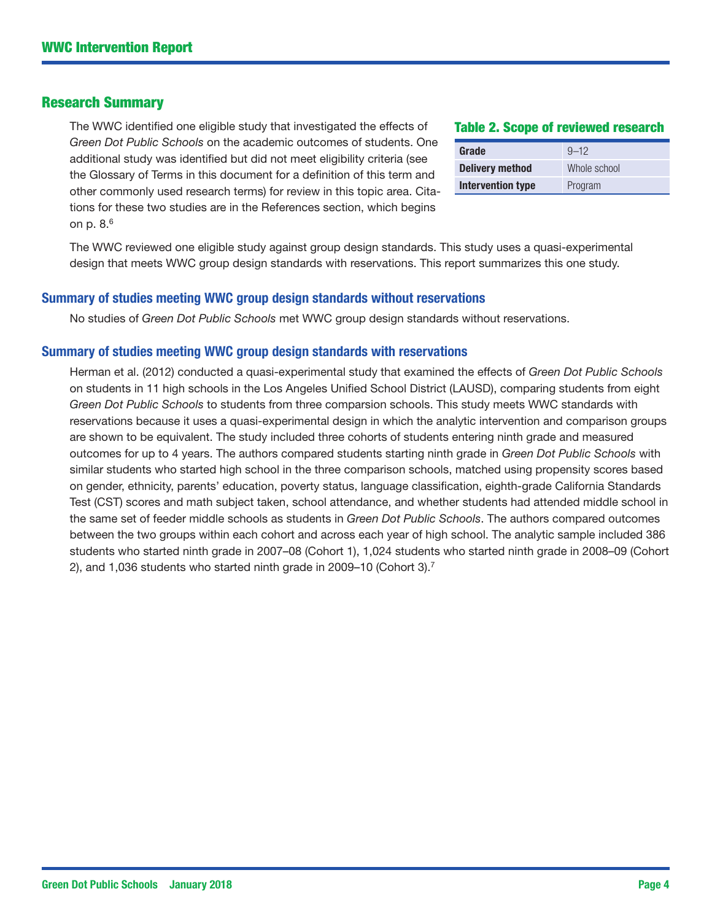## Research Summary

The WWC identified one eligible study that investigated the effects of *Green Dot Public Schools* on the academic outcomes of students. One additional study was identified but did not meet eligibility criteria (see the Glossary of Terms in this document for a definition of this term and other commonly used research terms) for review in this topic area. Citations for these two studies are in the References section, which begins on p. 8.[6]

**Table 2. Scope of reviewed research**

| | |
|---|---|
| **Grade** | 9–12 |
| **Delivery method** | Whole school |
| **Intervention type** | Program |

The WWC reviewed one eligible study against group design standards. This study uses a quasi-experimental design that meets WWC group design standards with reservations. This report summarizes this one study.

### Summary of studies meeting WWC group design standards without reservations

No studies of *Green Dot Public Schools* met WWC group design standards without reservations.

### Summary of studies meeting WWC group design standards with reservations

Herman et al. (2012) conducted a quasi-experimental study that examined the effects of *Green Dot Public Schools* on students in 11 high schools in the Los Angeles Unified School District (LAUSD), comparing students from eight *Green Dot Public Schools* to students from three comparsion schools. This study meets WWC standards with reservations because it uses a quasi-experimental design in which the analytic intervention and comparison groups are shown to be equivalent. The study included three cohorts of students entering ninth grade and measured outcomes for up to 4 years. The authors compared students starting ninth grade in *Green Dot Public Schools* with similar students who started high school in the three comparison schools, matched using propensity scores based on gender, ethnicity, parents' education, poverty status, language classification, eighth-grade California Standards Test (CST) scores and math subject taken, school attendance, and whether students had attended middle school in the same set of feeder middle schools as students in *Green Dot Public Schools*. The authors compared outcomes between the two groups within each cohort and across each year of high school. The analytic sample included 386 students who started ninth grade in 2007–08 (Cohort 1), 1,024 students who started ninth grade in 2008–09 (Cohort 2), and 1,036 students who started ninth grade in 2009–10 (Cohort 3).[7]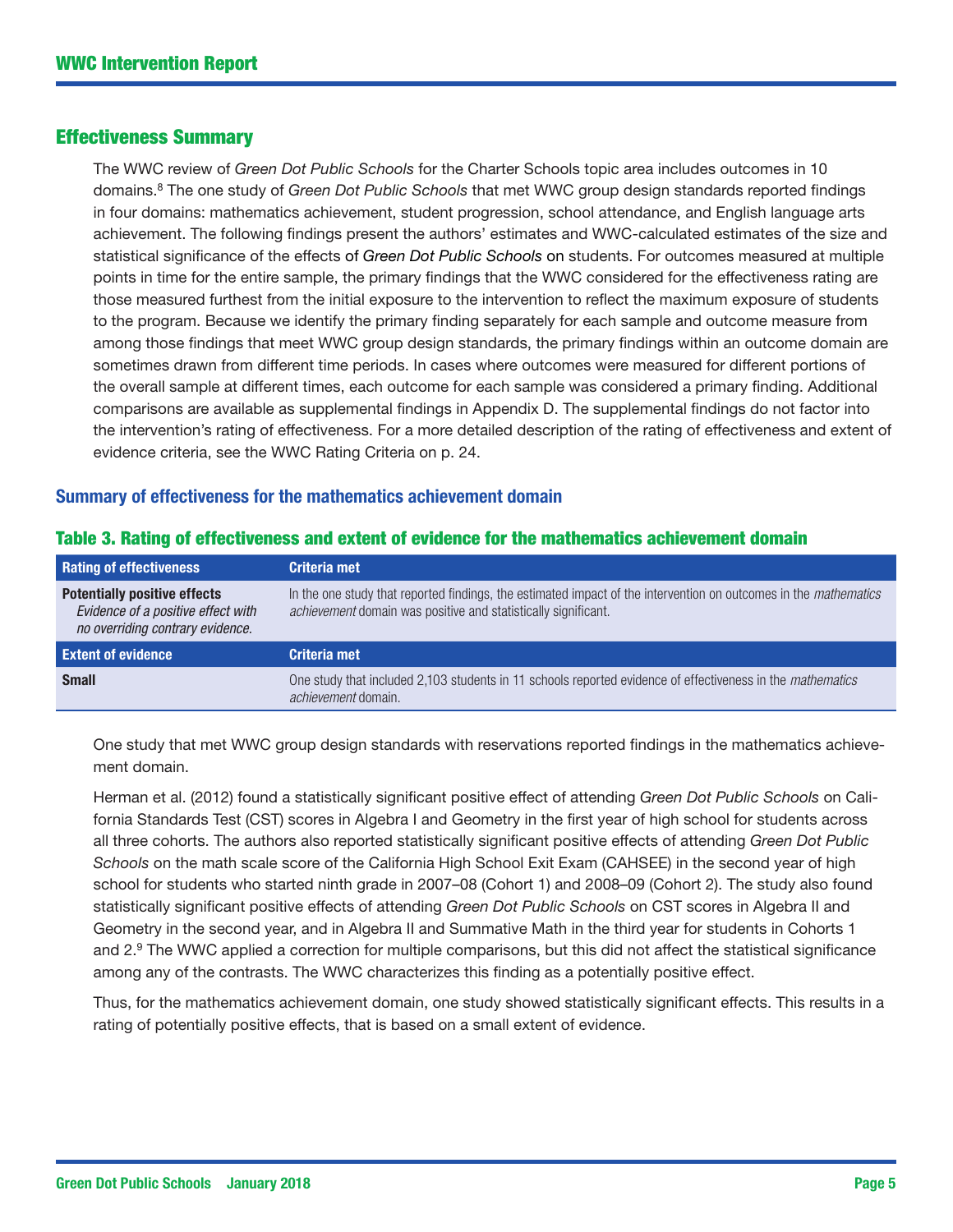## Effectiveness Summary

The WWC review of *Green Dot Public Schools* for the Charter Schools topic area includes outcomes in 10 domains.[8] The one study of *Green Dot Public Schools* that met WWC group design standards reported findings in four domains: mathematics achievement, student progression, school attendance, and English language arts achievement. The following findings present the authors' estimates and WWC-calculated estimates of the size and statistical significance of the effects of *Green Dot Public Schools* on students. For outcomes measured at multiple points in time for the entire sample, the primary findings that the WWC considered for the effectiveness rating are those measured furthest from the initial exposure to the intervention to reflect the maximum exposure of students to the program. Because we identify the primary finding separately for each sample and outcome measure from among those findings that meet WWC group design standards, the primary findings within an outcome domain are sometimes drawn from different time periods. In cases where outcomes were measured for different portions of the overall sample at different times, each outcome for each sample was considered a primary finding. Additional comparisons are available as supplemental findings in Appendix D. The supplemental findings do not factor into the intervention's rating of effectiveness. For a more detailed description of the rating of effectiveness and extent of evidence criteria, see the WWC Rating Criteria on p. 24.

### Summary of effectiveness for the mathematics achievement domain

**Table 3. Rating of effectiveness and extent of evidence for the mathematics achievement domain**

| Rating of effectiveness | Criteria met |
|---|---|
| **Potentially positive effects**<br>*Evidence of a positive effect with no overriding contrary evidence.* | In the one study that reported findings, the estimated impact of the intervention on outcomes in the *mathematics achievement* domain was positive and statistically significant. |
| **Extent of evidence** | **Criteria met** |
| **Small** | One study that included 2,103 students in 11 schools reported evidence of effectiveness in the *mathematics achievement* domain. |

One study that met WWC group design standards with reservations reported findings in the mathematics achievement domain.

Herman et al. (2012) found a statistically significant positive effect of attending *Green Dot Public Schools* on California Standards Test (CST) scores in Algebra I and Geometry in the first year of high school for students across all three cohorts. The authors also reported statistically significant positive effects of attending *Green Dot Public Schools* on the math scale score of the California High School Exit Exam (CAHSEE) in the second year of high school for students who started ninth grade in 2007–08 (Cohort 1) and 2008–09 (Cohort 2). The study also found statistically significant positive effects of attending *Green Dot Public Schools* on CST scores in Algebra II and Geometry in the second year, and in Algebra II and Summative Math in the third year for students in Cohorts 1 and 2.[9] The WWC applied a correction for multiple comparisons, but this did not affect the statistical significance among any of the contrasts. The WWC characterizes this finding as a potentially positive effect.

Thus, for the mathematics achievement domain, one study showed statistically significant effects. This results in a rating of potentially positive effects, that is based on a small extent of evidence.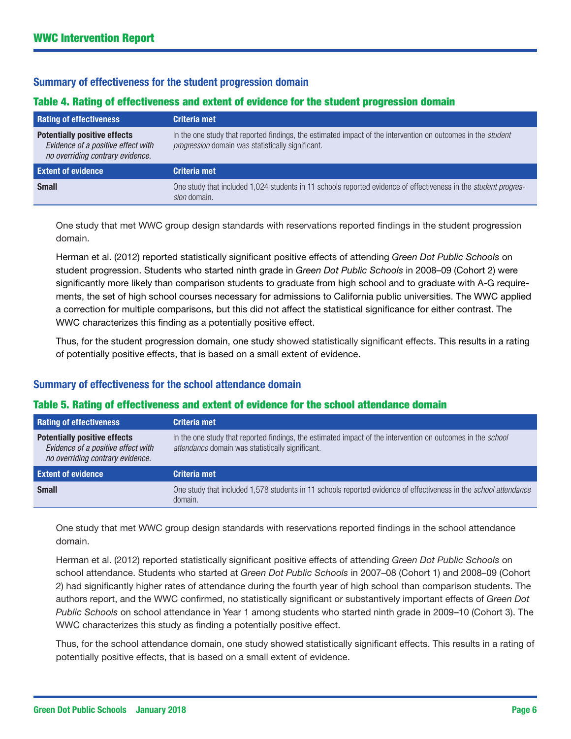### Summary of effectiveness for the student progression domain

#### Table 4. Rating of effectiveness and extent of evidence for the student progression domain

| Rating of effectiveness | Criteria met |
| --- | --- |
| **Potentially positive effects** *Evidence of a positive effect with no overriding contrary evidence.* | In the one study that reported findings, the estimated impact of the intervention on outcomes in the *student progression* domain was statistically significant. |
| **Extent of evidence** | **Criteria met** |
| **Small** | One study that included 1,024 students in 11 schools reported evidence of effectiveness in the *student progression* domain. |

One study that met WWC group design standards with reservations reported findings in the student progression domain.

Herman et al. (2012) reported statistically significant positive effects of attending *Green Dot Public Schools* on student progression. Students who started ninth grade in *Green Dot Public Schools* in 2008–09 (Cohort 2) were significantly more likely than comparison students to graduate from high school and to graduate with A-G requirements, the set of high school courses necessary for admissions to California public universities. The WWC applied a correction for multiple comparisons, but this did not affect the statistical significance for either contrast. The WWC characterizes this finding as a potentially positive effect.

Thus, for the student progression domain, one study showed statistically significant effects. This results in a rating of potentially positive effects, that is based on a small extent of evidence.

### Summary of effectiveness for the school attendance domain

#### Table 5. Rating of effectiveness and extent of evidence for the school attendance domain

| Rating of effectiveness | Criteria met |
| --- | --- |
| **Potentially positive effects** *Evidence of a positive effect with no overriding contrary evidence.* | In the one study that reported findings, the estimated impact of the intervention on outcomes in the *school attendance* domain was statistically significant. |
| **Extent of evidence** | **Criteria met** |
| **Small** | One study that included 1,578 students in 11 schools reported evidence of effectiveness in the *school attendance* domain. |

One study that met WWC group design standards with reservations reported findings in the school attendance domain.

Herman et al. (2012) reported statistically significant positive effects of attending *Green Dot Public Schools* on school attendance. Students who started at *Green Dot Public Schools* in 2007–08 (Cohort 1) and 2008–09 (Cohort 2) had significantly higher rates of attendance during the fourth year of high school than comparison students. The authors report, and the WWC confirmed, no statistically significant or substantively important effects of *Green Dot Public Schools* on school attendance in Year 1 among students who started ninth grade in 2009–10 (Cohort 3). The WWC characterizes this study as finding a potentially positive effect.

Thus, for the school attendance domain, one study showed statistically significant effects. This results in a rating of potentially positive effects, that is based on a small extent of evidence.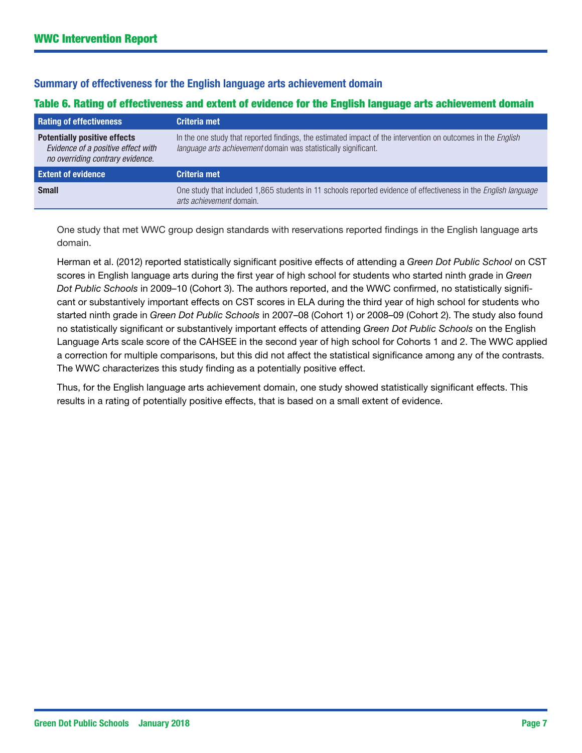## Summary of effectiveness for the English language arts achievement domain

### Table 6. Rating of effectiveness and extent of evidence for the English language arts achievement domain

| Rating of effectiveness | Criteria met |
|---|---|
| **Potentially positive effects**<br>*Evidence of a positive effect with no overriding contrary evidence.* | In the one study that reported findings, the estimated impact of the intervention on outcomes in the *English language arts achievement* domain was statistically significant. |
| **Extent of evidence** | **Criteria met** |
| **Small** | One study that included 1,865 students in 11 schools reported evidence of effectiveness in the *English language arts achievement* domain. |

One study that met WWC group design standards with reservations reported findings in the English language arts domain.

Herman et al. (2012) reported statistically significant positive effects of attending a *Green Dot Public School* on CST scores in English language arts during the first year of high school for students who started ninth grade in *Green Dot Public Schools* in 2009–10 (Cohort 3). The authors reported, and the WWC confirmed, no statistically significant or substantively important effects on CST scores in ELA during the third year of high school for students who started ninth grade in *Green Dot Public Schools* in 2007–08 (Cohort 1) or 2008–09 (Cohort 2). The study also found no statistically significant or substantively important effects of attending *Green Dot Public Schools* on the English Language Arts scale score of the CAHSEE in the second year of high school for Cohorts 1 and 2. The WWC applied a correction for multiple comparisons, but this did not affect the statistical significance among any of the contrasts. The WWC characterizes this study finding as a potentially positive effect.

Thus, for the English language arts achievement domain, one study showed statistically significant effects. This results in a rating of potentially positive effects, that is based on a small extent of evidence.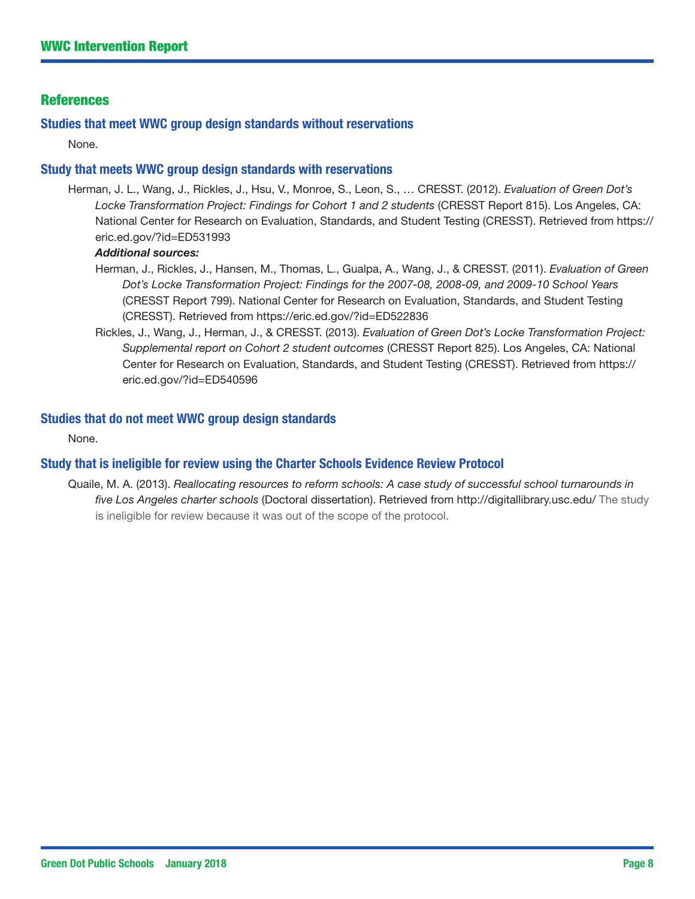## References

### Studies that meet WWC group design standards without reservations

None.

### Study that meets WWC group design standards with reservations

Herman, J. L., Wang, J., Rickles, J., Hsu, V., Monroe, S., Leon, S., … CRESST. (2012). *Evaluation of Green Dot's Locke Transformation Project: Findings for Cohort 1 and 2 students* (CRESST Report 815). Los Angeles, CA: National Center for Research on Evaluation, Standards, and Student Testing (CRESST). Retrieved from https://eric.ed.gov/?id=ED531993

***Additional sources:***

Herman, J., Rickles, J., Hansen, M., Thomas, L., Gualpa, A., Wang, J., & CRESST. (2011). *Evaluation of Green Dot's Locke Transformation Project: Findings for the 2007-08, 2008-09, and 2009-10 School Years* (CRESST Report 799). National Center for Research on Evaluation, Standards, and Student Testing (CRESST). Retrieved from https://eric.ed.gov/?id=ED522836

Rickles, J., Wang, J., Herman, J., & CRESST. (2013). *Evaluation of Green Dot's Locke Transformation Project: Supplemental report on Cohort 2 student outcomes* (CRESST Report 825). Los Angeles, CA: National Center for Research on Evaluation, Standards, and Student Testing (CRESST). Retrieved from https://eric.ed.gov/?id=ED540596

### Studies that do not meet WWC group design standards

None.

### Study that is ineligible for review using the Charter Schools Evidence Review Protocol

Quaile, M. A. (2013). *Reallocating resources to reform schools: A case study of successful school turnarounds in five Los Angeles charter schools* (Doctoral dissertation). Retrieved from http://digitallibrary.usc.edu/ The study is ineligible for review because it was out of the scope of the protocol.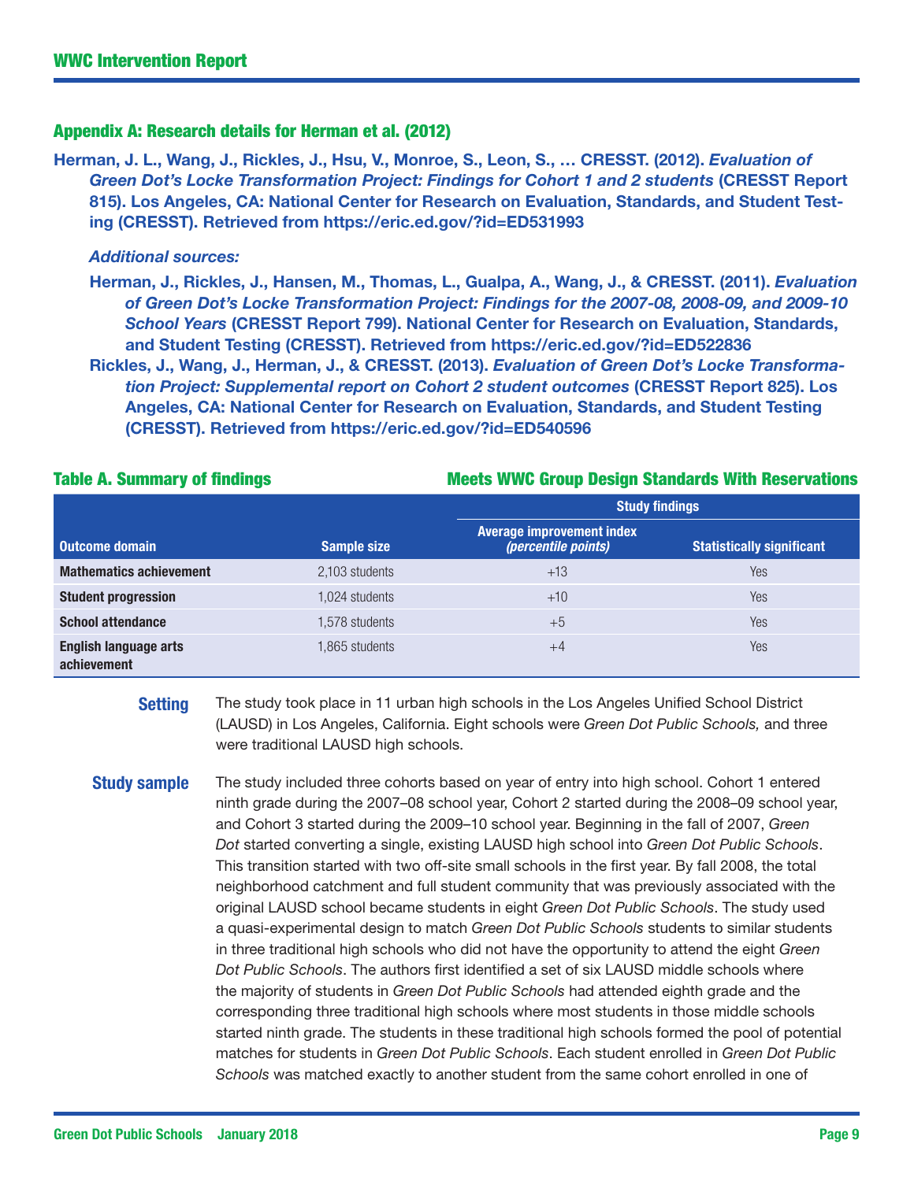## Appendix A: Research details for Herman et al. (2012)

**Herman, J. L., Wang, J., Rickles, J., Hsu, V., Monroe, S., Leon, S., … CRESST. (2012). *Evaluation of Green Dot's Locke Transformation Project: Findings for Cohort 1 and 2 students* (CRESST Report 815). Los Angeles, CA: National Center for Research on Evaluation, Standards, and Student Testing (CRESST). Retrieved from https://eric.ed.gov/?id=ED531993**

***Additional sources:***

**Herman, J., Rickles, J., Hansen, M., Thomas, L., Gualpa, A., Wang, J., & CRESST. (2011). *Evaluation of Green Dot's Locke Transformation Project: Findings for the 2007-08, 2008-09, and 2009-10 School Years* (CRESST Report 799). National Center for Research on Evaluation, Standards, and Student Testing (CRESST). Retrieved from https://eric.ed.gov/?id=ED522836**

**Rickles, J., Wang, J., Herman, J., & CRESST. (2013). *Evaluation of Green Dot's Locke Transformation Project: Supplemental report on Cohort 2 student outcomes* (CRESST Report 825). Los Angeles, CA: National Center for Research on Evaluation, Standards, and Student Testing (CRESST). Retrieved from https://eric.ed.gov/?id=ED540596**

**Table A. Summary of findings** — **Meets WWC Group Design Standards With Reservations**

| | | Study findings | |
|---|---|---|---|
| **Outcome domain** | **Sample size** | **Average improvement index** *(percentile points)* | **Statistically significant** |
| **Mathematics achievement** | 2,103 students | +13 | Yes |
| **Student progression** | 1,024 students | +10 | Yes |
| **School attendance** | 1,578 students | +5 | Yes |
| **English language arts achievement** | 1,865 students | +4 | Yes |

**Setting** The study took place in 11 urban high schools in the Los Angeles Unified School District (LAUSD) in Los Angeles, California. Eight schools were *Green Dot Public Schools,* and three were traditional LAUSD high schools.

**Study sample** The study included three cohorts based on year of entry into high school. Cohort 1 entered ninth grade during the 2007–08 school year, Cohort 2 started during the 2008–09 school year, and Cohort 3 started during the 2009–10 school year. Beginning in the fall of 2007, *Green Dot* started converting a single, existing LAUSD high school into *Green Dot Public Schools*. This transition started with two off-site small schools in the first year. By fall 2008, the total neighborhood catchment and full student community that was previously associated with the original LAUSD school became students in eight *Green Dot Public Schools*. The study used a quasi-experimental design to match *Green Dot Public Schools* students to similar students in three traditional high schools who did not have the opportunity to attend the eight *Green Dot Public Schools*. The authors first identified a set of six LAUSD middle schools where the majority of students in *Green Dot Public Schools* had attended eighth grade and the corresponding three traditional high schools where most students in those middle schools started ninth grade. The students in these traditional high schools formed the pool of potential matches for students in *Green Dot Public Schools*. Each student enrolled in *Green Dot Public Schools* was matched exactly to another student from the same cohort enrolled in one of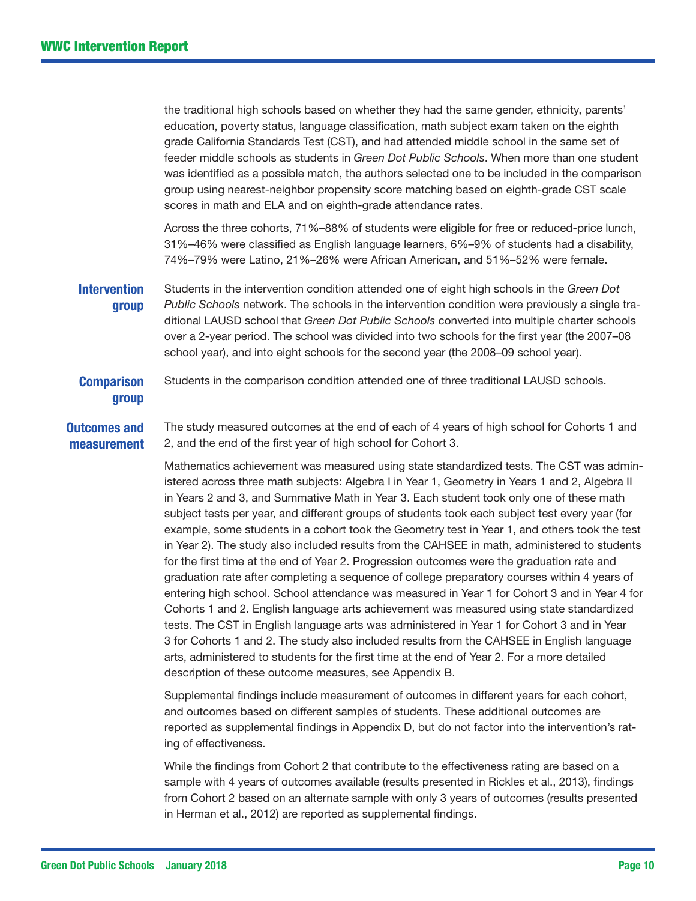the traditional high schools based on whether they had the same gender, ethnicity, parents' education, poverty status, language classification, math subject exam taken on the eighth grade California Standards Test (CST), and had attended middle school in the same set of feeder middle schools as students in *Green Dot Public Schools*. When more than one student was identified as a possible match, the authors selected one to be included in the comparison group using nearest-neighbor propensity score matching based on eighth-grade CST scale scores in math and ELA and on eighth-grade attendance rates.

Across the three cohorts, 71%–88% of students were eligible for free or reduced-price lunch, 31%–46% were classified as English language learners, 6%–9% of students had a disability, 74%–79% were Latino, 21%–26% were African American, and 51%–52% were female.

**Intervention group**

Students in the intervention condition attended one of eight high schools in the *Green Dot Public Schools* network. The schools in the intervention condition were previously a single traditional LAUSD school that *Green Dot Public Schools* converted into multiple charter schools over a 2-year period. The school was divided into two schools for the first year (the 2007–08 school year), and into eight schools for the second year (the 2008–09 school year).

**Comparison group**

Students in the comparison condition attended one of three traditional LAUSD schools.

**Outcomes and measurement**

The study measured outcomes at the end of each of 4 years of high school for Cohorts 1 and 2, and the end of the first year of high school for Cohort 3.

Mathematics achievement was measured using state standardized tests. The CST was administered across three math subjects: Algebra I in Year 1, Geometry in Years 1 and 2, Algebra II in Years 2 and 3, and Summative Math in Year 3. Each student took only one of these math subject tests per year, and different groups of students took each subject test every year (for example, some students in a cohort took the Geometry test in Year 1, and others took the test in Year 2). The study also included results from the CAHSEE in math, administered to students for the first time at the end of Year 2. Progression outcomes were the graduation rate and graduation rate after completing a sequence of college preparatory courses within 4 years of entering high school. School attendance was measured in Year 1 for Cohort 3 and in Year 4 for Cohorts 1 and 2. English language arts achievement was measured using state standardized tests. The CST in English language arts was administered in Year 1 for Cohort 3 and in Year 3 for Cohorts 1 and 2. The study also included results from the CAHSEE in English language arts, administered to students for the first time at the end of Year 2. For a more detailed description of these outcome measures, see Appendix B.

Supplemental findings include measurement of outcomes in different years for each cohort, and outcomes based on different samples of students. These additional outcomes are reported as supplemental findings in Appendix D, but do not factor into the intervention's rating of effectiveness.

While the findings from Cohort 2 that contribute to the effectiveness rating are based on a sample with 4 years of outcomes available (results presented in Rickles et al., 2013), findings from Cohort 2 based on an alternate sample with only 3 years of outcomes (results presented in Herman et al., 2012) are reported as supplemental findings.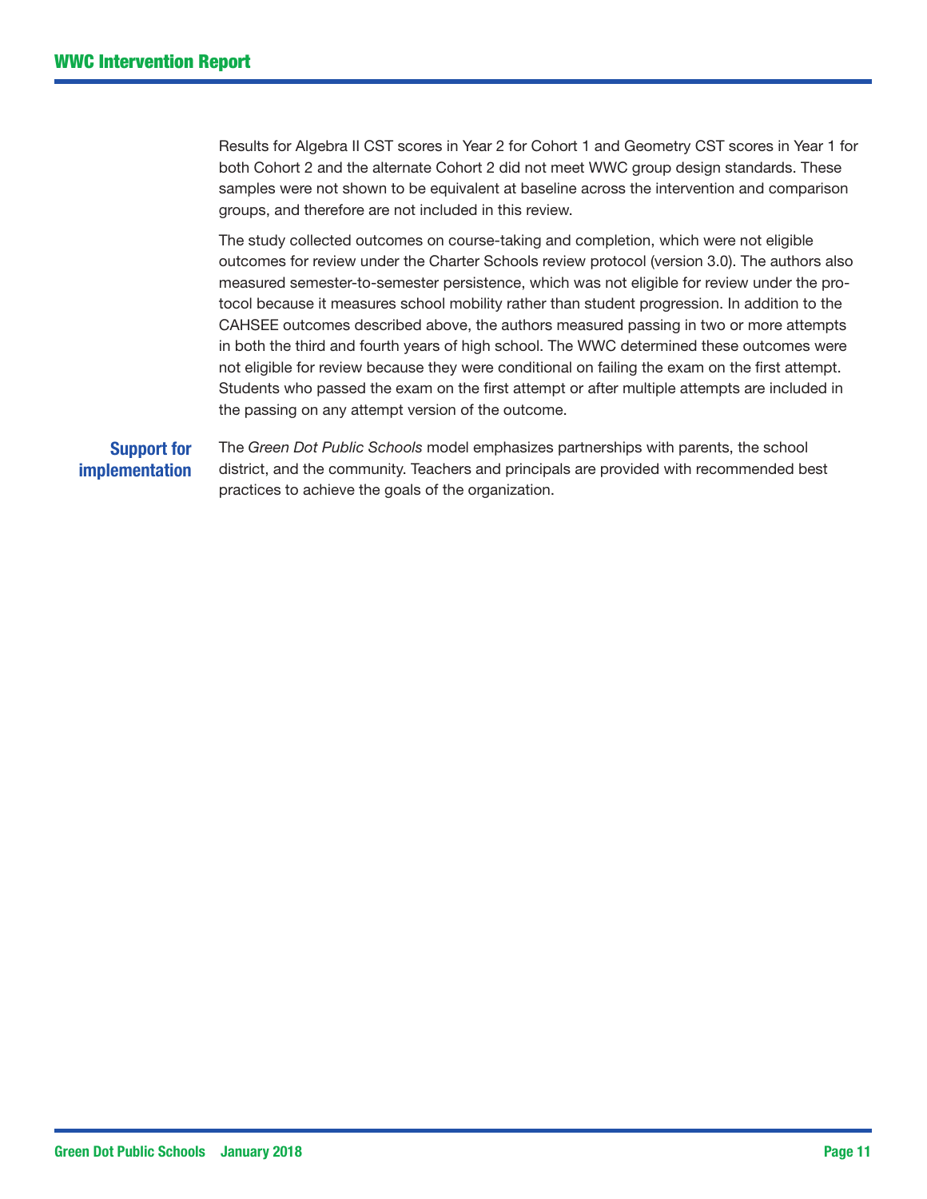Results for Algebra II CST scores in Year 2 for Cohort 1 and Geometry CST scores in Year 1 for both Cohort 2 and the alternate Cohort 2 did not meet WWC group design standards. These samples were not shown to be equivalent at baseline across the intervention and comparison groups, and therefore are not included in this review.

The study collected outcomes on course-taking and completion, which were not eligible outcomes for review under the Charter Schools review protocol (version 3.0). The authors also measured semester-to-semester persistence, which was not eligible for review under the protocol because it measures school mobility rather than student progression. In addition to the CAHSEE outcomes described above, the authors measured passing in two or more attempts in both the third and fourth years of high school. The WWC determined these outcomes were not eligible for review because they were conditional on failing the exam on the first attempt. Students who passed the exam on the first attempt or after multiple attempts are included in the passing on any attempt version of the outcome.

**Support for implementation**

The *Green Dot Public Schools* model emphasizes partnerships with parents, the school district, and the community. Teachers and principals are provided with recommended best practices to achieve the goals of the organization.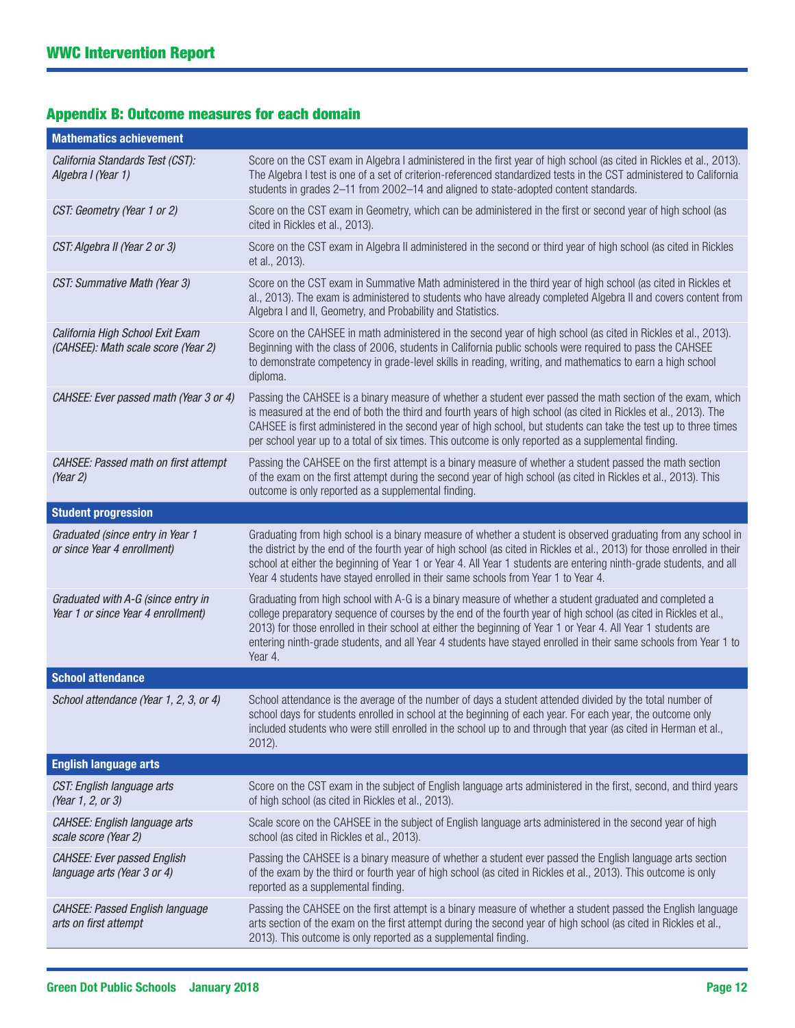## Appendix B: Outcome measures for each domain

| **Mathematics achievement** | |
|---|---|
| *California Standards Test (CST): Algebra I (Year 1)* | Score on the CST exam in Algebra I administered in the first year of high school (as cited in Rickles et al., 2013). The Algebra I test is one of a set of criterion-referenced standardized tests in the CST administered to California students in grades 2–11 from 2002–14 and aligned to state-adopted content standards. |
| *CST: Geometry (Year 1 or 2)* | Score on the CST exam in Geometry, which can be administered in the first or second year of high school (as cited in Rickles et al., 2013). |
| *CST: Algebra II (Year 2 or 3)* | Score on the CST exam in Algebra II administered in the second or third year of high school (as cited in Rickles et al., 2013). |
| *CST: Summative Math (Year 3)* | Score on the CST exam in Summative Math administered in the third year of high school (as cited in Rickles et al., 2013). The exam is administered to students who have already completed Algebra II and covers content from Algebra I and II, Geometry, and Probability and Statistics. |
| *California High School Exit Exam (CAHSEE): Math scale score (Year 2)* | Score on the CAHSEE in math administered in the second year of high school (as cited in Rickles et al., 2013). Beginning with the class of 2006, students in California public schools were required to pass the CAHSEE to demonstrate competency in grade-level skills in reading, writing, and mathematics to earn a high school diploma. |
| *CAHSEE: Ever passed math (Year 3 or 4)* | Passing the CAHSEE is a binary measure of whether a student ever passed the math section of the exam, which is measured at the end of both the third and fourth years of high school (as cited in Rickles et al., 2013). The CAHSEE is first administered in the second year of high school, but students can take the test up to three times per school year up to a total of six times. This outcome is only reported as a supplemental finding. |
| *CAHSEE: Passed math on first attempt (Year 2)* | Passing the CAHSEE on the first attempt is a binary measure of whether a student passed the math section of the exam on the first attempt during the second year of high school (as cited in Rickles et al., 2013). This outcome is only reported as a supplemental finding. |
| **Student progression** | |
| *Graduated (since entry in Year 1 or since Year 4 enrollment)* | Graduating from high school is a binary measure of whether a student is observed graduating from any school in the district by the end of the fourth year of high school (as cited in Rickles et al., 2013) for those enrolled in their school at either the beginning of Year 1 or Year 4. All Year 1 students are entering ninth-grade students, and all Year 4 students have stayed enrolled in their same schools from Year 1 to Year 4. |
| *Graduated with A-G (since entry in Year 1 or since Year 4 enrollment)* | Graduating from high school with A-G is a binary measure of whether a student graduated and completed a college preparatory sequence of courses by the end of the fourth year of high school (as cited in Rickles et al., 2013) for those enrolled in their school at either the beginning of Year 1 or Year 4. All Year 1 students are entering ninth-grade students, and all Year 4 students have stayed enrolled in their same schools from Year 1 to Year 4. |
| **School attendance** | |
| *School attendance (Year 1, 2, 3, or 4)* | School attendance is the average of the number of days a student attended divided by the total number of school days for students enrolled in school at the beginning of each year. For each year, the outcome only included students who were still enrolled in the school up to and through that year (as cited in Herman et al., 2012). |
| **English language arts** | |
| *CST: English language arts (Year 1, 2, or 3)* | Score on the CST exam in the subject of English language arts administered in the first, second, and third years of high school (as cited in Rickles et al., 2013). |
| *CAHSEE: English language arts scale score (Year 2)* | Scale score on the CAHSEE in the subject of English language arts administered in the second year of high school (as cited in Rickles et al., 2013). |
| *CAHSEE: Ever passed English language arts (Year 3 or 4)* | Passing the CAHSEE is a binary measure of whether a student ever passed the English language arts section of the exam by the third or fourth year of high school (as cited in Rickles et al., 2013). This outcome is only reported as a supplemental finding. |
| *CAHSEE: Passed English language arts on first attempt* | Passing the CAHSEE on the first attempt is a binary measure of whether a student passed the English language arts section of the exam on the first attempt during the second year of high school (as cited in Rickles et al., 2013). This outcome is only reported as a supplemental finding. |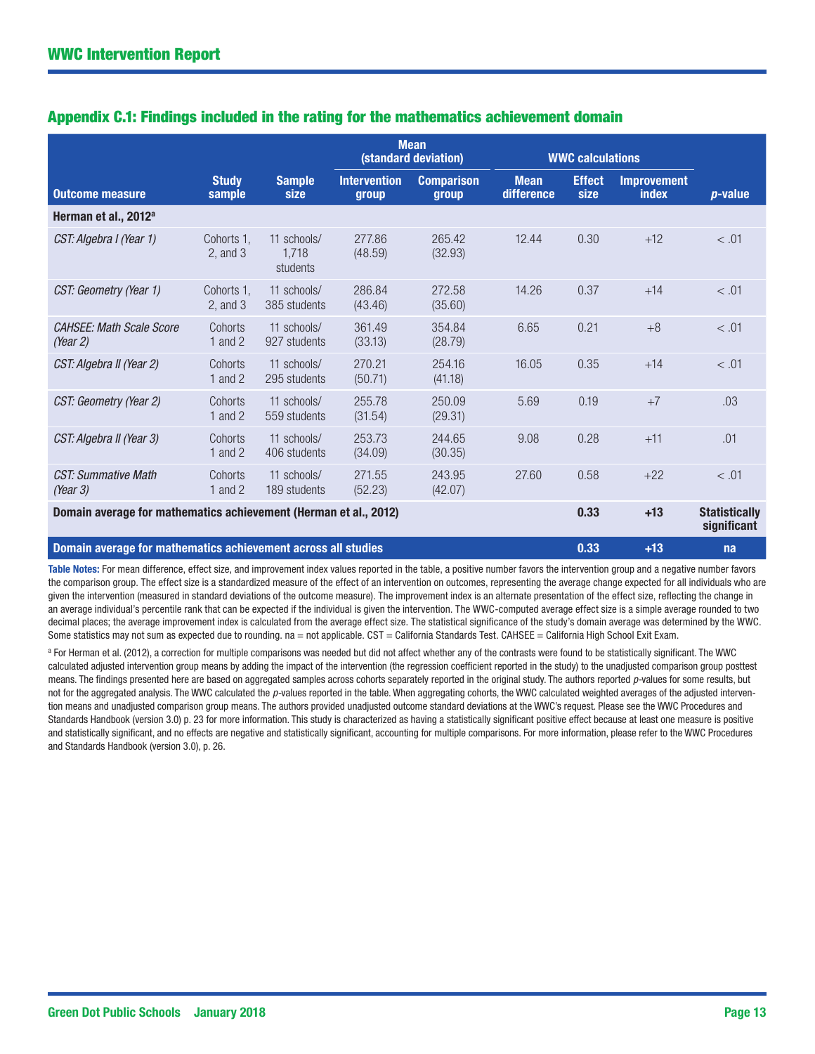## Appendix C.1: Findings included in the rating for the mathematics achievement domain

| Outcome measure | Study sample | Sample size | Mean (standard deviation) | | WWC calculations | | | p-value |
|---|---|---|---|---|---|---|---|---|
| | | | Intervention group | Comparison group | Mean difference | Effect size | Improvement index | |
| **Herman et al., 2012[a]** | | | | | | | | |
| *CST: Algebra I (Year 1)* | Cohorts 1, 2, and 3 | 11 schools/ 1,718 students | 277.86 (48.59) | 265.42 (32.93) | 12.44 | 0.30 | +12 | < .01 |
| *CST: Geometry (Year 1)* | Cohorts 1, 2, and 3 | 11 schools/ 385 students | 286.84 (43.46) | 272.58 (35.60) | 14.26 | 0.37 | +14 | < .01 |
| *CAHSEE: Math Scale Score (Year 2)* | Cohorts 1 and 2 | 11 schools/ 927 students | 361.49 (33.13) | 354.84 (28.79) | 6.65 | 0.21 | +8 | < .01 |
| *CST: Algebra II (Year 2)* | Cohorts 1 and 2 | 11 schools/ 295 students | 270.21 (50.71) | 254.16 (41.18) | 16.05 | 0.35 | +14 | < .01 |
| *CST: Geometry (Year 2)* | Cohorts 1 and 2 | 11 schools/ 559 students | 255.78 (31.54) | 250.09 (29.31) | 5.69 | 0.19 | +7 | .03 |
| *CST: Algebra II (Year 3)* | Cohorts 1 and 2 | 11 schools/ 406 students | 253.73 (34.09) | 244.65 (30.35) | 9.08 | 0.28 | +11 | .01 |
| *CST: Summative Math (Year 3)* | Cohorts 1 and 2 | 11 schools/ 189 students | 271.55 (52.23) | 243.95 (42.07) | 27.60 | 0.58 | +22 | < .01 |
| **Domain average for mathematics achievement (Herman et al., 2012)** | | | | | | **0.33** | **+13** | **Statistically significant** |
| **Domain average for mathematics achievement across all studies** | | | | | | **0.33** | **+13** | **na** |

**Table Notes:** For mean difference, effect size, and improvement index values reported in the table, a positive number favors the intervention group and a negative number favors the comparison group. The effect size is a standardized measure of the effect of an intervention on outcomes, representing the average change expected for all individuals who are given the intervention (measured in standard deviations of the outcome measure). The improvement index is an alternate presentation of the effect size, reflecting the change in an average individual's percentile rank that can be expected if the individual is given the intervention. The WWC-computed average effect size is a simple average rounded to two decimal places; the average improvement index is calculated from the average effect size. The statistical significance of the study's domain average was determined by the WWC. Some statistics may not sum as expected due to rounding. na = not applicable. CST = California Standards Test. CAHSEE = California High School Exit Exam.

[a] For Herman et al. (2012), a correction for multiple comparisons was needed but did not affect whether any of the contrasts were found to be statistically significant. The WWC calculated adjusted intervention group means by adding the impact of the intervention (the regression coefficient reported in the study) to the unadjusted comparison group posttest means. The findings presented here are based on aggregated samples across cohorts separately reported in the original study. The authors reported *p*-values for some results, but not for the aggregated analysis. The WWC calculated the *p*-values reported in the table. When aggregating cohorts, the WWC calculated weighted averages of the adjusted intervention means and unadjusted comparison group means. The authors provided unadjusted outcome standard deviations at the WWC's request. Please see the WWC Procedures and Standards Handbook (version 3.0) p. 23 for more information. This study is characterized as having a statistically significant positive effect because at least one measure is positive and statistically significant, and no effects are negative and statistically significant, accounting for multiple comparisons. For more information, please refer to the WWC Procedures and Standards Handbook (version 3.0), p. 26.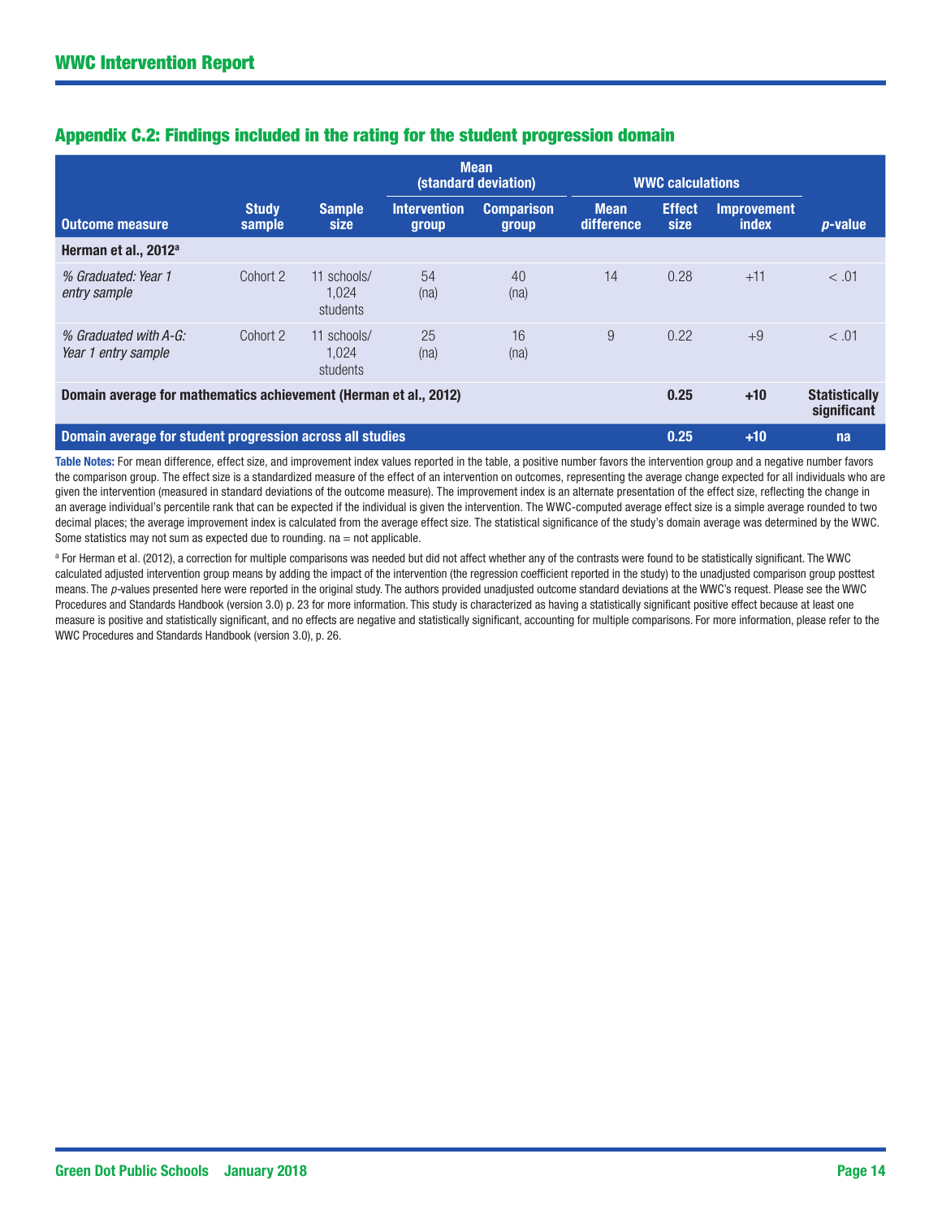## Appendix C.2: Findings included in the rating for the student progression domain

| Outcome measure | Study sample | Sample size | Mean (standard deviation) | | WWC calculations | | | p-value |
|---|---|---|---|---|---|---|---|---|
| | | | Intervention group | Comparison group | Mean difference | Effect size | Improvement index | |
| **Herman et al., 2012[a]** | | | | | | | | |
| *% Graduated: Year 1 entry sample* | Cohort 2 | 11 schools/ 1,024 students | 54 (na) | 40 (na) | 14 | 0.28 | +11 | < .01 |
| *% Graduated with A-G: Year 1 entry sample* | Cohort 2 | 11 schools/ 1,024 students | 25 (na) | 16 (na) | 9 | 0.22 | +9 | < .01 |
| **Domain average for mathematics achievement (Herman et al., 2012)** | | | | | | **0.25** | **+10** | **Statistically significant** |
| **Domain average for student progression across all studies** | | | | | | **0.25** | **+10** | **na** |

**Table Notes:** For mean difference, effect size, and improvement index values reported in the table, a positive number favors the intervention group and a negative number favors the comparison group. The effect size is a standardized measure of the effect of an intervention on outcomes, representing the average change expected for all individuals who are given the intervention (measured in standard deviations of the outcome measure). The improvement index is an alternate presentation of the effect size, reflecting the change in an average individual's percentile rank that can be expected if the individual is given the intervention. The WWC-computed average effect size is a simple average rounded to two decimal places; the average improvement index is calculated from the average effect size. The statistical significance of the study's domain average was determined by the WWC. Some statistics may not sum as expected due to rounding. na = not applicable.

[a] For Herman et al. (2012), a correction for multiple comparisons was needed but did not affect whether any of the contrasts were found to be statistically significant. The WWC calculated adjusted intervention group means by adding the impact of the intervention (the regression coefficient reported in the study) to the unadjusted comparison group posttest means. The *p*-values presented here were reported in the original study. The authors provided unadjusted outcome standard deviations at the WWC's request. Please see the WWC Procedures and Standards Handbook (version 3.0) p. 23 for more information. This study is characterized as having a statistically significant positive effect because at least one measure is positive and statistically significant, and no effects are negative and statistically significant, accounting for multiple comparisons. For more information, please refer to the WWC Procedures and Standards Handbook (version 3.0), p. 26.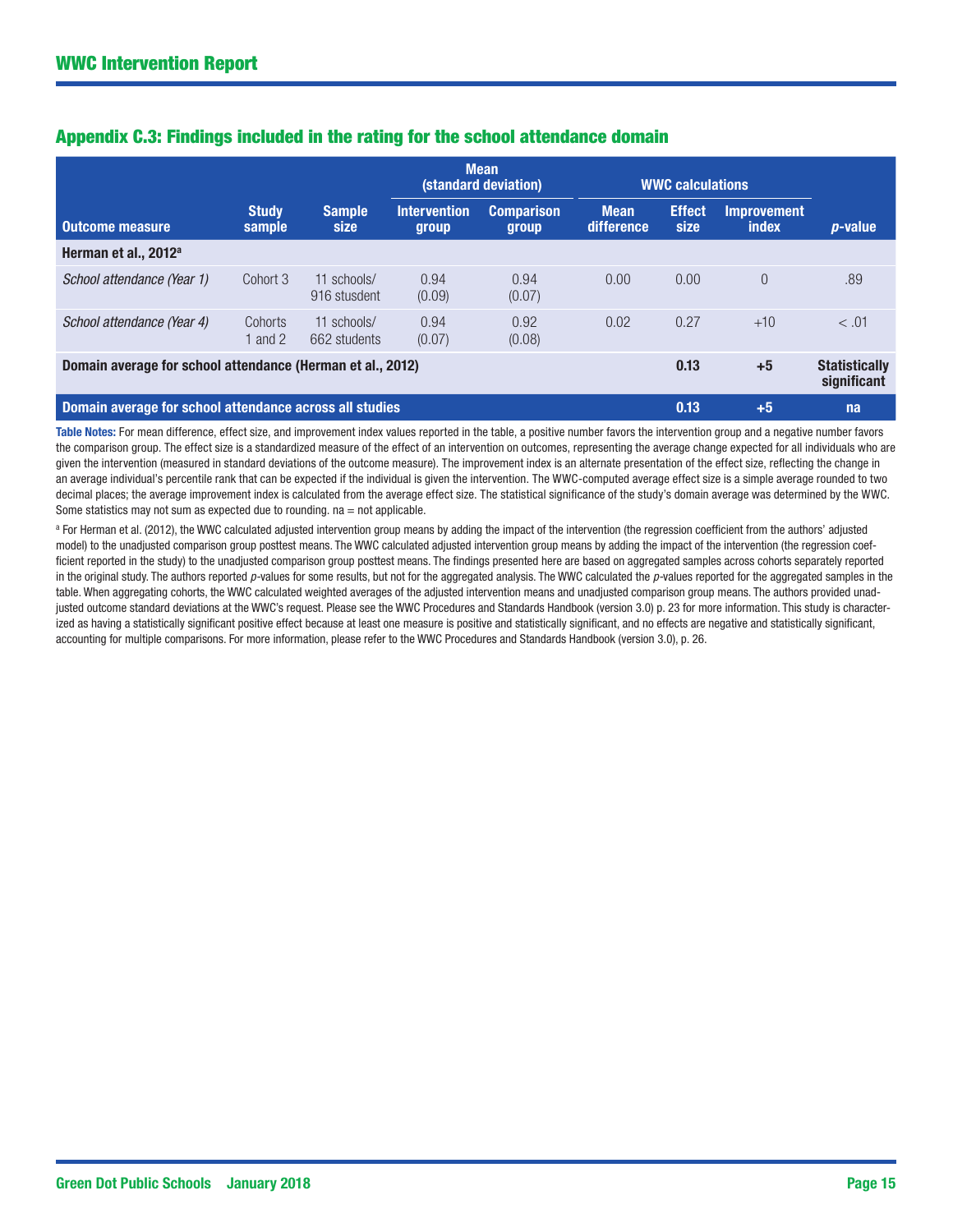## Appendix C.3: Findings included in the rating for the school attendance domain

| Outcome measure | Study sample | Sample size | Mean (standard deviation) | | WWC calculations | | | *p*-value |
|---|---|---|---|---|---|---|---|---|
| | | | Intervention group | Comparison group | Mean difference | Effect size | Improvement index | |
| **Herman et al., 2012[a]** | | | | | | | | |
| *School attendance (Year 1)* | Cohort 3 | 11 schools/ 916 stusdent | 0.94 (0.09) | 0.94 (0.07) | 0.00 | 0.00 | 0 | .89 |
| *School attendance (Year 4)* | Cohorts 1 and 2 | 11 schools/ 662 students | 0.94 (0.07) | 0.92 (0.08) | 0.02 | 0.27 | +10 | < .01 |
| **Domain average for school attendance (Herman et al., 2012)** | | | | | | **0.13** | **+5** | **Statistically significant** |
| **Domain average for school attendance across all studies** | | | | | | **0.13** | **+5** | **na** |

**Table Notes:** For mean difference, effect size, and improvement index values reported in the table, a positive number favors the intervention group and a negative number favors the comparison group. The effect size is a standardized measure of the effect of an intervention on outcomes, representing the average change expected for all individuals who are given the intervention (measured in standard deviations of the outcome measure). The improvement index is an alternate presentation of the effect size, reflecting the change in an average individual's percentile rank that can be expected if the individual is given the intervention. The WWC-computed average effect size is a simple average rounded to two decimal places; the average improvement index is calculated from the average effect size. The statistical significance of the study's domain average was determined by the WWC. Some statistics may not sum as expected due to rounding. na = not applicable.

[a] For Herman et al. (2012), the WWC calculated adjusted intervention group means by adding the impact of the intervention (the regression coefficient from the authors' adjusted model) to the unadjusted comparison group posttest means. The WWC calculated adjusted intervention group means by adding the impact of the intervention (the regression coefficient reported in the study) to the unadjusted comparison group posttest means. The findings presented here are based on aggregated samples across cohorts separately reported in the original study. The authors reported *p*-values for some results, but not for the aggregated analysis. The WWC calculated the *p*-values reported for the aggregated samples in the table. When aggregating cohorts, the WWC calculated weighted averages of the adjusted intervention means and unadjusted comparison group means. The authors provided unadjusted outcome standard deviations at the WWC's request. Please see the WWC Procedures and Standards Handbook (version 3.0) p. 23 for more information. This study is characterized as having a statistically significant positive effect because at least one measure is positive and statistically significant, and no effects are negative and statistically significant, accounting for multiple comparisons. For more information, please refer to the WWC Procedures and Standards Handbook (version 3.0), p. 26.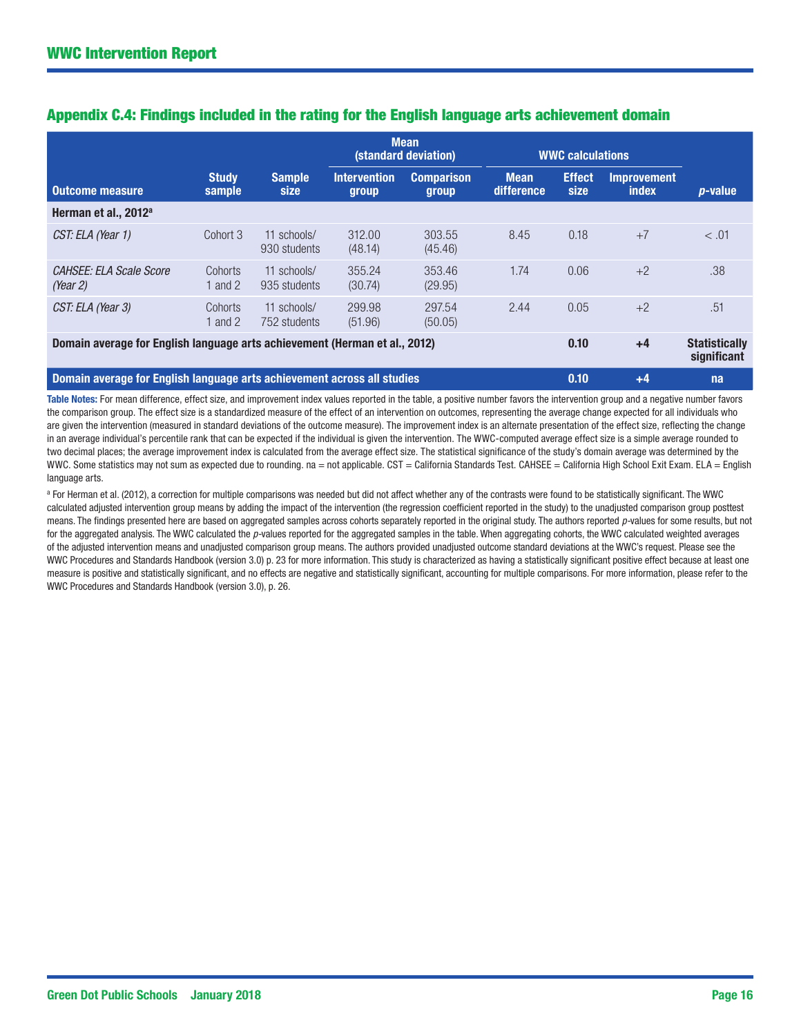## Appendix C.4: Findings included in the rating for the English language arts achievement domain

| Outcome measure | Study sample | Sample size | Mean (standard deviation) | | WWC calculations | | | p-value |
|---|---|---|---|---|---|---|---|---|
| | | | Intervention group | Comparison group | Mean difference | Effect size | Improvement index | |
| **Herman et al., 2012[a]** | | | | | | | | |
| *CST: ELA (Year 1)* | Cohort 3 | 11 schools/ 930 students | 312.00 (48.14) | 303.55 (45.46) | 8.45 | 0.18 | +7 | < .01 |
| *CAHSEE: ELA Scale Score (Year 2)* | Cohorts 1 and 2 | 11 schools/ 935 students | 355.24 (30.74) | 353.46 (29.95) | 1.74 | 0.06 | +2 | .38 |
| *CST: ELA (Year 3)* | Cohorts 1 and 2 | 11 schools/ 752 students | 299.98 (51.96) | 297.54 (50.05) | 2.44 | 0.05 | +2 | .51 |
| **Domain average for English language arts achievement (Herman et al., 2012)** | | | | | | **0.10** | **+4** | **Statistically significant** |
| **Domain average for English language arts achievement across all studies** | | | | | | **0.10** | **+4** | **na** |

**Table Notes:** For mean difference, effect size, and improvement index values reported in the table, a positive number favors the intervention group and a negative number favors the comparison group. The effect size is a standardized measure of the effect of an intervention on outcomes, representing the average change expected for all individuals who are given the intervention (measured in standard deviations of the outcome measure). The improvement index is an alternate presentation of the effect size, reflecting the change in an average individual's percentile rank that can be expected if the individual is given the intervention. The WWC-computed average effect size is a simple average rounded to two decimal places; the average improvement index is calculated from the average effect size. The statistical significance of the study's domain average was determined by the WWC. Some statistics may not sum as expected due to rounding. na = not applicable. CST = California Standards Test. CAHSEE = California High School Exit Exam. ELA = English language arts.

[a] For Herman et al. (2012), a correction for multiple comparisons was needed but did not affect whether any of the contrasts were found to be statistically significant. The WWC calculated adjusted intervention group means by adding the impact of the intervention (the regression coefficient reported in the study) to the unadjusted comparison group posttest means. The findings presented here are based on aggregated samples across cohorts separately reported in the original study. The authors reported *p*-values for some results, but not for the aggregated analysis. The WWC calculated the *p*-values reported for the aggregated samples in the table. When aggregating cohorts, the WWC calculated weighted averages of the adjusted intervention means and unadjusted comparison group means. The authors provided unadjusted outcome standard deviations at the WWC's request. Please see the WWC Procedures and Standards Handbook (version 3.0) p. 23 for more information. This study is characterized as having a statistically significant positive effect because at least one measure is positive and statistically significant, and no effects are negative and statistically significant, accounting for multiple comparisons. For more information, please refer to the WWC Procedures and Standards Handbook (version 3.0), p. 26.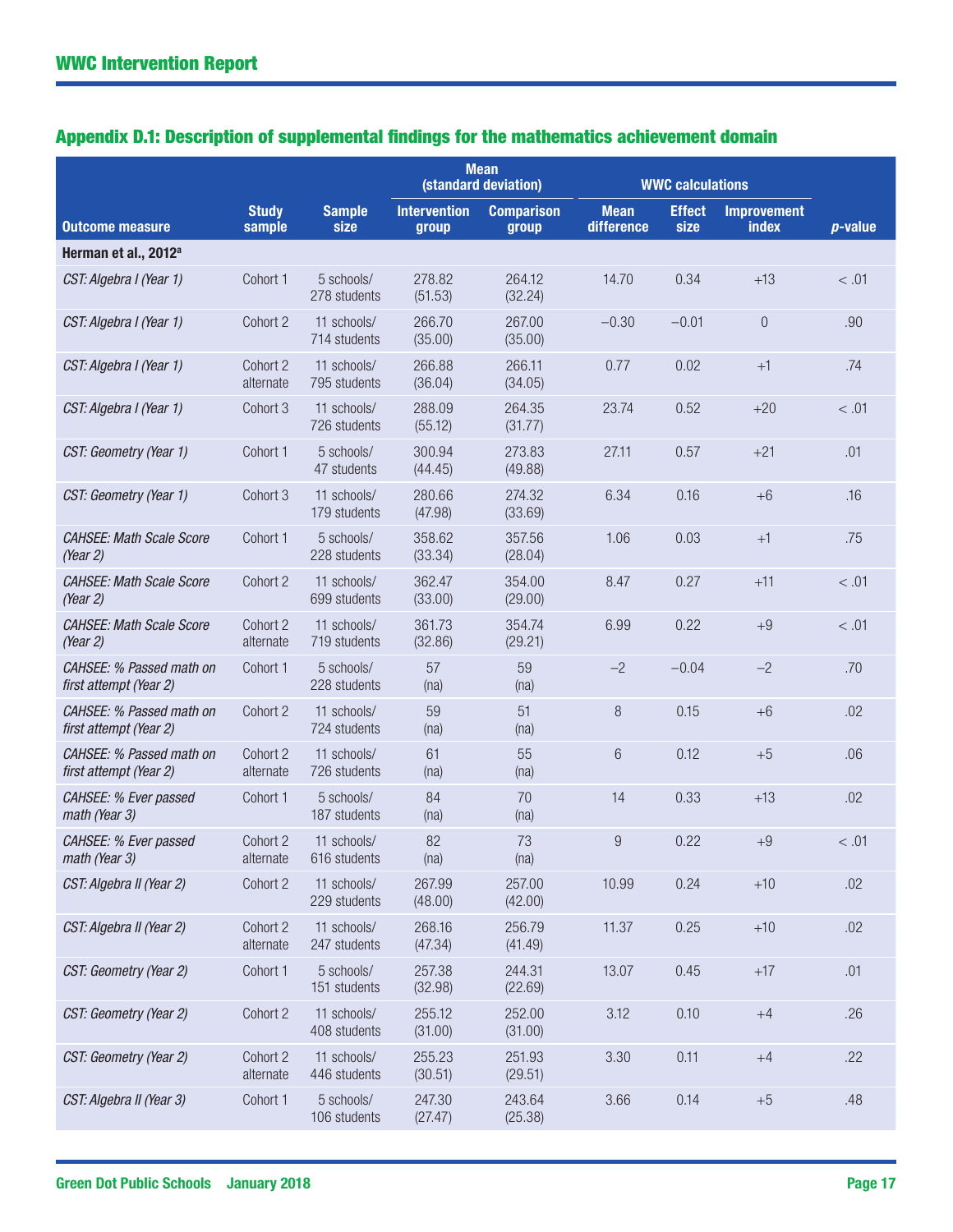## Appendix D.1: Description of supplemental findings for the mathematics achievement domain

| Outcome measure | Study sample | Sample size | Mean (standard deviation) | | WWC calculations | | | p-value |
|---|---|---|---|---|---|---|---|---|
| | | | Intervention group | Comparison group | Mean difference | Effect size | Improvement index | |
| **Herman et al., 2012[a]** | | | | | | | | |
| *CST: Algebra I (Year 1)* | Cohort 1 | 5 schools/ 278 students | 278.82 (51.53) | 264.12 (32.24) | 14.70 | 0.34 | +13 | < .01 |
| *CST: Algebra I (Year 1)* | Cohort 2 | 11 schools/ 714 students | 266.70 (35.00) | 267.00 (35.00) | –0.30 | –0.01 | 0 | .90 |
| *CST: Algebra I (Year 1)* | Cohort 2 alternate | 11 schools/ 795 students | 266.88 (36.04) | 266.11 (34.05) | 0.77 | 0.02 | +1 | .74 |
| *CST: Algebra I (Year 1)* | Cohort 3 | 11 schools/ 726 students | 288.09 (55.12) | 264.35 (31.77) | 23.74 | 0.52 | +20 | < .01 |
| *CST: Geometry (Year 1)* | Cohort 1 | 5 schools/ 47 students | 300.94 (44.45) | 273.83 (49.88) | 27.11 | 0.57 | +21 | .01 |
| *CST: Geometry (Year 1)* | Cohort 3 | 11 schools/ 179 students | 280.66 (47.98) | 274.32 (33.69) | 6.34 | 0.16 | +6 | .16 |
| *CAHSEE: Math Scale Score (Year 2)* | Cohort 1 | 5 schools/ 228 students | 358.62 (33.34) | 357.56 (28.04) | 1.06 | 0.03 | +1 | .75 |
| *CAHSEE: Math Scale Score (Year 2)* | Cohort 2 | 11 schools/ 699 students | 362.47 (33.00) | 354.00 (29.00) | 8.47 | 0.27 | +11 | < .01 |
| *CAHSEE: Math Scale Score (Year 2)* | Cohort 2 alternate | 11 schools/ 719 students | 361.73 (32.86) | 354.74 (29.21) | 6.99 | 0.22 | +9 | < .01 |
| *CAHSEE: % Passed math on first attempt (Year 2)* | Cohort 1 | 5 schools/ 228 students | 57 (na) | 59 (na) | –2 | –0.04 | –2 | .70 |
| *CAHSEE: % Passed math on first attempt (Year 2)* | Cohort 2 | 11 schools/ 724 students | 59 (na) | 51 (na) | 8 | 0.15 | +6 | .02 |
| *CAHSEE: % Passed math on first attempt (Year 2)* | Cohort 2 alternate | 11 schools/ 726 students | 61 (na) | 55 (na) | 6 | 0.12 | +5 | .06 |
| *CAHSEE: % Ever passed math (Year 3)* | Cohort 1 | 5 schools/ 187 students | 84 (na) | 70 (na) | 14 | 0.33 | +13 | .02 |
| *CAHSEE: % Ever passed math (Year 3)* | Cohort 2 alternate | 11 schools/ 616 students | 82 (na) | 73 (na) | 9 | 0.22 | +9 | < .01 |
| *CST: Algebra II (Year 2)* | Cohort 2 | 11 schools/ 229 students | 267.99 (48.00) | 257.00 (42.00) | 10.99 | 0.24 | +10 | .02 |
| *CST: Algebra II (Year 2)* | Cohort 2 alternate | 11 schools/ 247 students | 268.16 (47.34) | 256.79 (41.49) | 11.37 | 0.25 | +10 | .02 |
| *CST: Geometry (Year 2)* | Cohort 1 | 5 schools/ 151 students | 257.38 (32.98) | 244.31 (22.69) | 13.07 | 0.45 | +17 | .01 |
| *CST: Geometry (Year 2)* | Cohort 2 | 11 schools/ 408 students | 255.12 (31.00) | 252.00 (31.00) | 3.12 | 0.10 | +4 | .26 |
| *CST: Geometry (Year 2)* | Cohort 2 alternate | 11 schools/ 446 students | 255.23 (30.51) | 251.93 (29.51) | 3.30 | 0.11 | +4 | .22 |
| *CST: Algebra II (Year 3)* | Cohort 1 | 5 schools/ 106 students | 247.30 (27.47) | 243.64 (25.38) | 3.66 | 0.14 | +5 | .48 |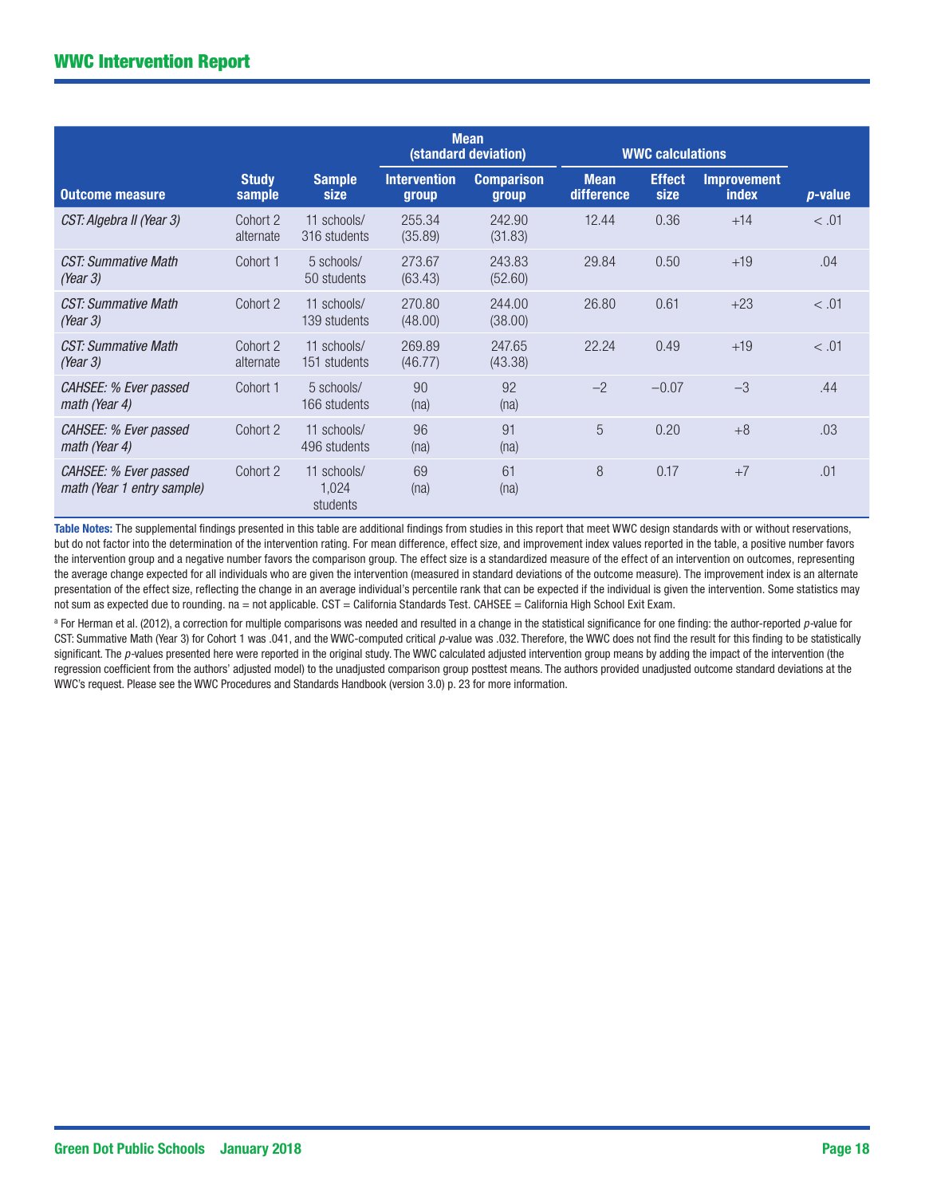| Outcome measure | Study sample | Sample size | Mean (standard deviation) | | WWC calculations | | | p-value |
|---|---|---|---|---|---|---|---|---|
| | | | Intervention group | Comparison group | Mean difference | Effect size | Improvement index | |
| *CST: Algebra II (Year 3)* | Cohort 2 alternate | 11 schools/ 316 students | 255.34 (35.89) | 242.90 (31.83) | 12.44 | 0.36 | +14 | < .01 |
| *CST: Summative Math (Year 3)* | Cohort 1 | 5 schools/ 50 students | 273.67 (63.43) | 243.83 (52.60) | 29.84 | 0.50 | +19 | .04 |
| *CST: Summative Math (Year 3)* | Cohort 2 | 11 schools/ 139 students | 270.80 (48.00) | 244.00 (38.00) | 26.80 | 0.61 | +23 | < .01 |
| *CST: Summative Math (Year 3)* | Cohort 2 alternate | 11 schools/ 151 students | 269.89 (46.77) | 247.65 (43.38) | 22.24 | 0.49 | +19 | < .01 |
| *CAHSEE: % Ever passed math (Year 4)* | Cohort 1 | 5 schools/ 166 students | 90 (na) | 92 (na) | –2 | –0.07 | –3 | .44 |
| *CAHSEE: % Ever passed math (Year 4)* | Cohort 2 | 11 schools/ 496 students | 96 (na) | 91 (na) | 5 | 0.20 | +8 | .03 |
| *CAHSEE: % Ever passed math (Year 1 entry sample)* | Cohort 2 | 11 schools/ 1,024 students | 69 (na) | 61 (na) | 8 | 0.17 | +7 | .01 |

**Table Notes:** The supplemental findings presented in this table are additional findings from studies in this report that meet WWC design standards with or without reservations, but do not factor into the determination of the intervention rating. For mean difference, effect size, and improvement index values reported in the table, a positive number favors the intervention group and a negative number favors the comparison group. The effect size is a standardized measure of the effect of an intervention on outcomes, representing the average change expected for all individuals who are given the intervention (measured in standard deviations of the outcome measure). The improvement index is an alternate presentation of the effect size, reflecting the change in an average individual's percentile rank that can be expected if the individual is given the intervention. Some statistics may not sum as expected due to rounding. na = not applicable. CST = California Standards Test. CAHSEE = California High School Exit Exam.

[a] For Herman et al. (2012), a correction for multiple comparisons was needed and resulted in a change in the statistical significance for one finding: the author-reported *p*-value for CST: Summative Math (Year 3) for Cohort 1 was .041, and the WWC-computed critical *p*-value was .032. Therefore, the WWC does not find the result for this finding to be statistically significant. The *p*-values presented here were reported in the original study. The WWC calculated adjusted intervention group means by adding the impact of the intervention (the regression coefficient from the authors' adjusted model) to the unadjusted comparison group posttest means. The authors provided unadjusted outcome standard deviations at the WWC's request. Please see the WWC Procedures and Standards Handbook (version 3.0) p. 23 for more information.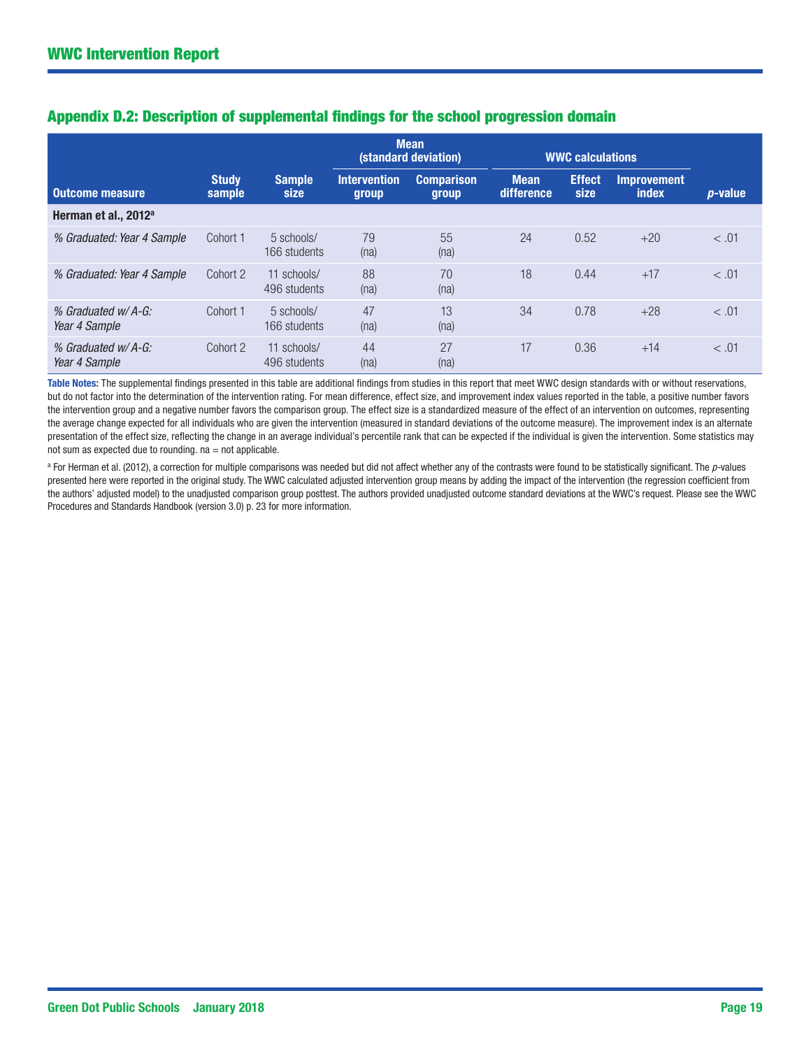## Appendix D.2: Description of supplemental findings for the school progression domain

| | | | Mean (standard deviation) | | WWC calculations | | | |
|---|---|---|---|---|---|---|---|---|
| Outcome measure | Study sample | Sample size | Intervention group | Comparison group | Mean difference | Effect size | Improvement index | *p*-value |
| **Herman et al., 2012[a]** | | | | | | | | |
| *% Graduated: Year 4 Sample* | Cohort 1 | 5 schools/ 166 students | 79 (na) | 55 (na) | 24 | 0.52 | +20 | < .01 |
| *% Graduated: Year 4 Sample* | Cohort 2 | 11 schools/ 496 students | 88 (na) | 70 (na) | 18 | 0.44 | +17 | < .01 |
| *% Graduated w/ A-G: Year 4 Sample* | Cohort 1 | 5 schools/ 166 students | 47 (na) | 13 (na) | 34 | 0.78 | +28 | < .01 |
| *% Graduated w/ A-G: Year 4 Sample* | Cohort 2 | 11 schools/ 496 students | 44 (na) | 27 (na) | 17 | 0.36 | +14 | < .01 |

**Table Notes:** The supplemental findings presented in this table are additional findings from studies in this report that meet WWC design standards with or without reservations, but do not factor into the determination of the intervention rating. For mean difference, effect size, and improvement index values reported in the table, a positive number favors the intervention group and a negative number favors the comparison group. The effect size is a standardized measure of the effect of an intervention on outcomes, representing the average change expected for all individuals who are given the intervention (measured in standard deviations of the outcome measure). The improvement index is an alternate presentation of the effect size, reflecting the change in an average individual's percentile rank that can be expected if the individual is given the intervention. Some statistics may not sum as expected due to rounding. na = not applicable.

[a] For Herman et al. (2012), a correction for multiple comparisons was needed but did not affect whether any of the contrasts were found to be statistically significant. The *p*-values presented here were reported in the original study. The WWC calculated adjusted intervention group means by adding the impact of the intervention (the regression coefficient from the authors' adjusted model) to the unadjusted comparison group posttest. The authors provided unadjusted outcome standard deviations at the WWC's request. Please see the WWC Procedures and Standards Handbook (version 3.0) p. 23 for more information.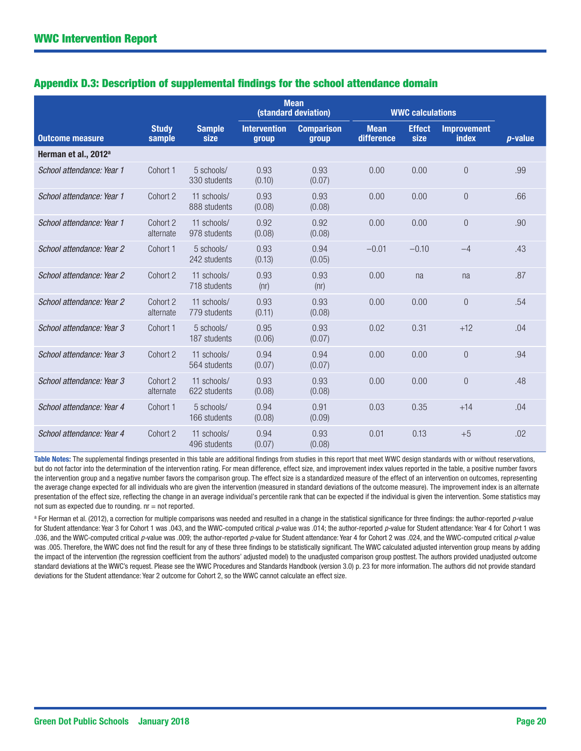## Appendix D.3: Description of supplemental findings for the school attendance domain

| | | | Mean (standard deviation) | | WWC calculations | | | |
|---|---|---|---|---|---|---|---|---|
| Outcome measure | Study sample | Sample size | Intervention group | Comparison group | Mean difference | Effect size | Improvement index | *p*-value |
| **Herman et al., 2012[a]** | | | | | | | | |
| *School attendance: Year 1* | Cohort 1 | 5 schools/ 330 students | 0.93 (0.10) | 0.93 (0.07) | 0.00 | 0.00 | 0 | .99 |
| *School attendance: Year 1* | Cohort 2 | 11 schools/ 888 students | 0.93 (0.08) | 0.93 (0.08) | 0.00 | 0.00 | 0 | .66 |
| *School attendance: Year 1* | Cohort 2 alternate | 11 schools/ 978 students | 0.92 (0.08) | 0.92 (0.08) | 0.00 | 0.00 | 0 | .90 |
| *School attendance: Year 2* | Cohort 1 | 5 schools/ 242 students | 0.93 (0.13) | 0.94 (0.05) | −0.01 | −0.10 | −4 | .43 |
| *School attendance: Year 2* | Cohort 2 | 11 schools/ 718 students | 0.93 (nr) | 0.93 (nr) | 0.00 | na | na | .87 |
| *School attendance: Year 2* | Cohort 2 alternate | 11 schools/ 779 students | 0.93 (0.11) | 0.93 (0.08) | 0.00 | 0.00 | 0 | .54 |
| *School attendance: Year 3* | Cohort 1 | 5 schools/ 187 students | 0.95 (0.06) | 0.93 (0.07) | 0.02 | 0.31 | +12 | .04 |
| *School attendance: Year 3* | Cohort 2 | 11 schools/ 564 students | 0.94 (0.07) | 0.94 (0.07) | 0.00 | 0.00 | 0 | .94 |
| *School attendance: Year 3* | Cohort 2 alternate | 11 schools/ 622 students | 0.93 (0.08) | 0.93 (0.08) | 0.00 | 0.00 | 0 | .48 |
| *School attendance: Year 4* | Cohort 1 | 5 schools/ 166 students | 0.94 (0.08) | 0.91 (0.09) | 0.03 | 0.35 | +14 | .04 |
| *School attendance: Year 4* | Cohort 2 | 11 schools/ 496 students | 0.94 (0.07) | 0.93 (0.08) | 0.01 | 0.13 | +5 | .02 |

**Table Notes:** The supplemental findings presented in this table are additional findings from studies in this report that meet WWC design standards with or without reservations, but do not factor into the determination of the intervention rating. For mean difference, effect size, and improvement index values reported in the table, a positive number favors the intervention group and a negative number favors the comparison group. The effect size is a standardized measure of the effect of an intervention on outcomes, representing the average change expected for all individuals who are given the intervention (measured in standard deviations of the outcome measure). The improvement index is an alternate presentation of the effect size, reflecting the change in an average individual's percentile rank that can be expected if the individual is given the intervention. Some statistics may not sum as expected due to rounding. nr = not reported.

[a] For Herman et al. (2012), a correction for multiple comparisons was needed and resulted in a change in the statistical significance for three findings: the author-reported *p*-value for Student attendance: Year 3 for Cohort 1 was .043, and the WWC-computed critical *p*-value was .014; the author-reported *p*-value for Student attendance: Year 4 for Cohort 1 was .036, and the WWC-computed critical *p*-value was .009; the author-reported *p*-value for Student attendance: Year 4 for Cohort 2 was .024, and the WWC-computed critical *p*-value was .005. Therefore, the WWC does not find the result for any of these three findings to be statistically significant. The WWC calculated adjusted intervention group means by adding the impact of the intervention (the regression coefficient from the authors' adjusted model) to the unadjusted comparison group posttest. The authors provided unadjusted outcome standard deviations at the WWC's request. Please see the WWC Procedures and Standards Handbook (version 3.0) p. 23 for more information. The authors did not provide standard deviations for the Student attendance: Year 2 outcome for Cohort 2, so the WWC cannot calculate an effect size.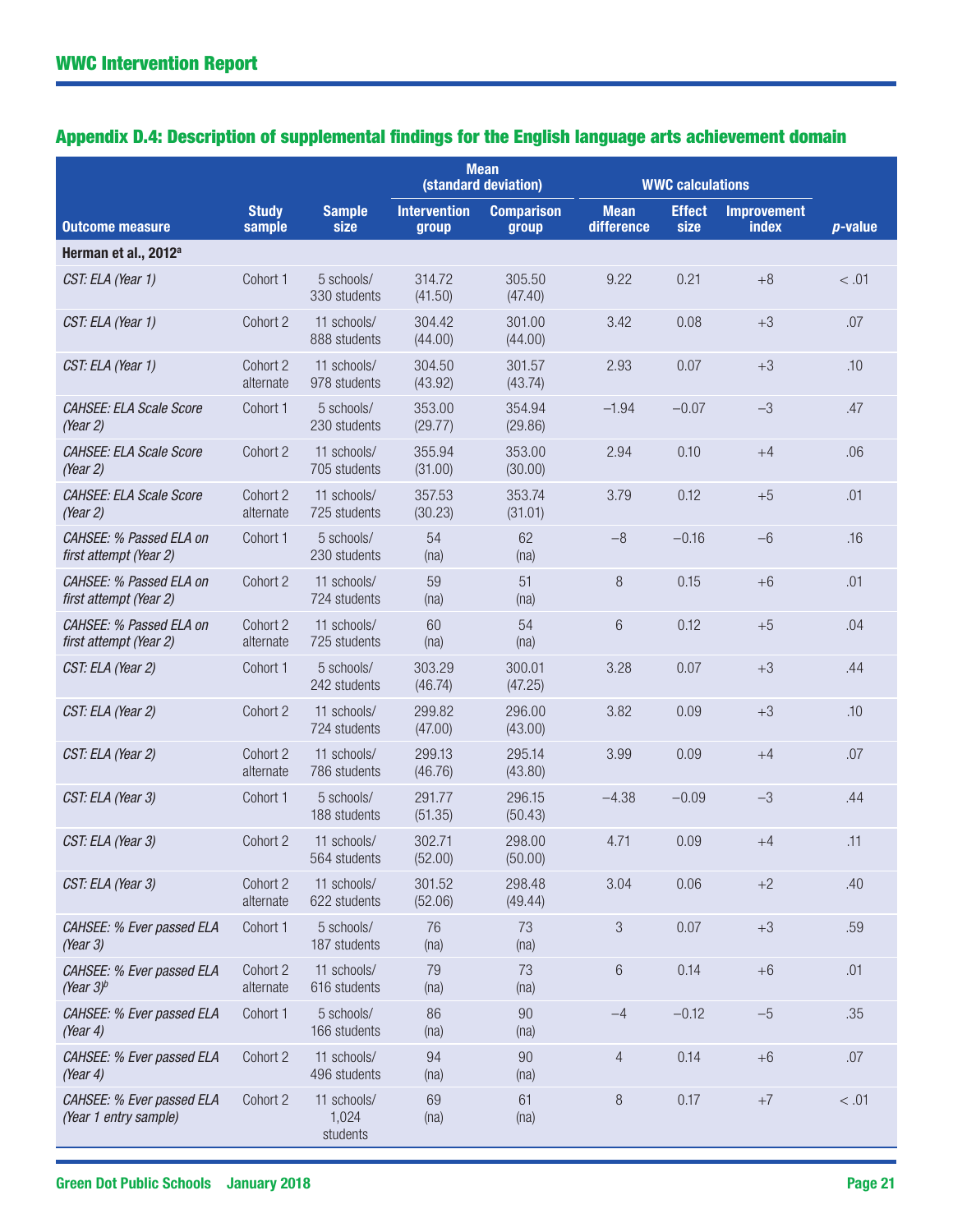## Appendix D.4: Description of supplemental findings for the English language arts achievement domain

| Outcome measure | Study sample | Sample size | Mean (standard deviation) | | WWC calculations | | | *p*-value |
|---|---|---|---|---|---|---|---|---|
| | | | Intervention group | Comparison group | Mean difference | Effect size | Improvement index | |
| **Herman et al., 2012[a]** | | | | | | | | |
| *CST: ELA (Year 1)* | Cohort 1 | 5 schools/ 330 students | 314.72 (41.50) | 305.50 (47.40) | 9.22 | 0.21 | +8 | < .01 |
| *CST: ELA (Year 1)* | Cohort 2 | 11 schools/ 888 students | 304.42 (44.00) | 301.00 (44.00) | 3.42 | 0.08 | +3 | .07 |
| *CST: ELA (Year 1)* | Cohort 2 alternate | 11 schools/ 978 students | 304.50 (43.92) | 301.57 (43.74) | 2.93 | 0.07 | +3 | .10 |
| *CAHSEE: ELA Scale Score (Year 2)* | Cohort 1 | 5 schools/ 230 students | 353.00 (29.77) | 354.94 (29.86) | –1.94 | –0.07 | –3 | .47 |
| *CAHSEE: ELA Scale Score (Year 2)* | Cohort 2 | 11 schools/ 705 students | 355.94 (31.00) | 353.00 (30.00) | 2.94 | 0.10 | +4 | .06 |
| *CAHSEE: ELA Scale Score (Year 2)* | Cohort 2 alternate | 11 schools/ 725 students | 357.53 (30.23) | 353.74 (31.01) | 3.79 | 0.12 | +5 | .01 |
| *CAHSEE: % Passed ELA on first attempt (Year 2)* | Cohort 1 | 5 schools/ 230 students | 54 (na) | 62 (na) | –8 | –0.16 | –6 | .16 |
| *CAHSEE: % Passed ELA on first attempt (Year 2)* | Cohort 2 | 11 schools/ 724 students | 59 (na) | 51 (na) | 8 | 0.15 | +6 | .01 |
| *CAHSEE: % Passed ELA on first attempt (Year 2)* | Cohort 2 alternate | 11 schools/ 725 students | 60 (na) | 54 (na) | 6 | 0.12 | +5 | .04 |
| *CST: ELA (Year 2)* | Cohort 1 | 5 schools/ 242 students | 303.29 (46.74) | 300.01 (47.25) | 3.28 | 0.07 | +3 | .44 |
| *CST: ELA (Year 2)* | Cohort 2 | 11 schools/ 724 students | 299.82 (47.00) | 296.00 (43.00) | 3.82 | 0.09 | +3 | .10 |
| *CST: ELA (Year 2)* | Cohort 2 alternate | 11 schools/ 786 students | 299.13 (46.76) | 295.14 (43.80) | 3.99 | 0.09 | +4 | .07 |
| *CST: ELA (Year 3)* | Cohort 1 | 5 schools/ 188 students | 291.77 (51.35) | 296.15 (50.43) | –4.38 | –0.09 | –3 | .44 |
| *CST: ELA (Year 3)* | Cohort 2 | 11 schools/ 564 students | 302.71 (52.00) | 298.00 (50.00) | 4.71 | 0.09 | +4 | .11 |
| *CST: ELA (Year 3)* | Cohort 2 alternate | 11 schools/ 622 students | 301.52 (52.06) | 298.48 (49.44) | 3.04 | 0.06 | +2 | .40 |
| *CAHSEE: % Ever passed ELA (Year 3)* | Cohort 1 | 5 schools/ 187 students | 76 (na) | 73 (na) | 3 | 0.07 | +3 | .59 |
| *CAHSEE: % Ever passed ELA (Year 3)[b]* | Cohort 2 alternate | 11 schools/ 616 students | 79 (na) | 73 (na) | 6 | 0.14 | +6 | .01 |
| *CAHSEE: % Ever passed ELA (Year 4)* | Cohort 1 | 5 schools/ 166 students | 86 (na) | 90 (na) | –4 | –0.12 | –5 | .35 |
| *CAHSEE: % Ever passed ELA (Year 4)* | Cohort 2 | 11 schools/ 496 students | 94 (na) | 90 (na) | 4 | 0.14 | +6 | .07 |
| *CAHSEE: % Ever passed ELA (Year 1 entry sample)* | Cohort 2 | 11 schools/ 1,024 students | 69 (na) | 61 (na) | 8 | 0.17 | +7 | < .01 |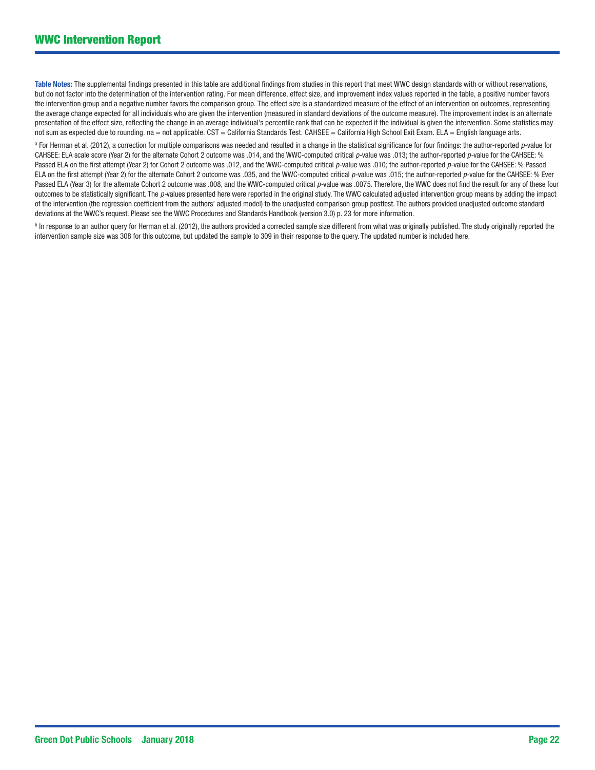**Table Notes:** The supplemental findings presented in this table are additional findings from studies in this report that meet WWC design standards with or without reservations, but do not factor into the determination of the intervention rating. For mean difference, effect size, and improvement index values reported in the table, a positive number favors the intervention group and a negative number favors the comparison group. The effect size is a standardized measure of the effect of an intervention on outcomes, representing the average change expected for all individuals who are given the intervention (measured in standard deviations of the outcome measure). The improvement index is an alternate presentation of the effect size, reflecting the change in an average individual's percentile rank that can be expected if the individual is given the intervention. Some statistics may not sum as expected due to rounding. na = not applicable. CST = California Standards Test. CAHSEE = California High School Exit Exam. ELA = English language arts.

[a] For Herman et al. (2012), a correction for multiple comparisons was needed and resulted in a change in the statistical significance for four findings: the author-reported *p*-value for CAHSEE: ELA scale score (Year 2) for the alternate Cohort 2 outcome was .014, and the WWC-computed critical *p*-value was .013; the author-reported *p*-value for the CAHSEE: % Passed ELA on the first attempt (Year 2) for Cohort 2 outcome was .012, and the WWC-computed critical *p*-value was .010; the author-reported *p*-value for the CAHSEE: % Passed ELA on the first attempt (Year 2) for the alternate Cohort 2 outcome was .035, and the WWC-computed critical *p*-value was .015; the author-reported *p*-value for the CAHSEE: % Ever Passed ELA (Year 3) for the alternate Cohort 2 outcome was .008, and the WWC-computed critical *p*-value was .0075. Therefore, the WWC does not find the result for any of these four outcomes to be statistically significant. The *p*-values presented here were reported in the original study. The WWC calculated adjusted intervention group means by adding the impact of the intervention (the regression coefficient from the authors' adjusted model) to the unadjusted comparison group posttest. The authors provided unadjusted outcome standard deviations at the WWC's request. Please see the WWC Procedures and Standards Handbook (version 3.0) p. 23 for more information.

[b] In response to an author query for Herman et al. (2012), the authors provided a corrected sample size different from what was originally published. The study originally reported the intervention sample size was 308 for this outcome, but updated the sample to 309 in their response to the query. The updated number is included here.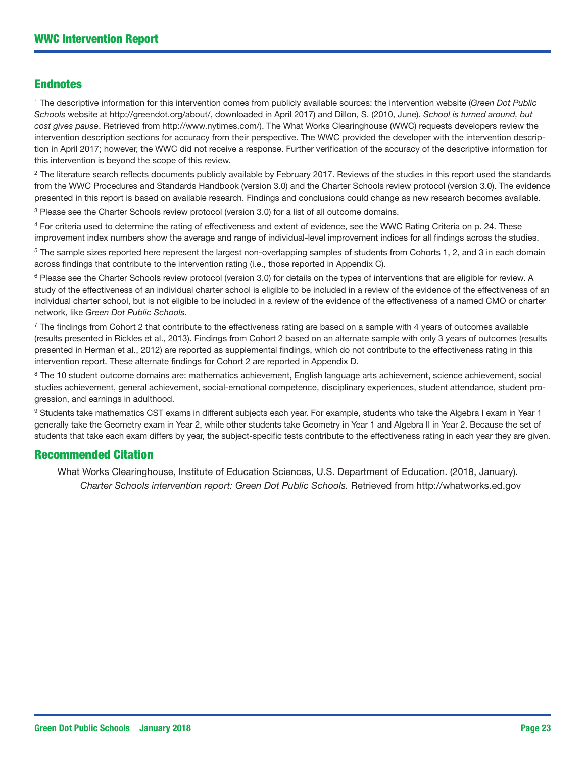## Endnotes

[1] The descriptive information for this intervention comes from publicly available sources: the intervention website (*Green Dot Public Schools* website at http://greendot.org/about/, downloaded in April 2017) and Dillon, S. (2010, June). *School is turned around, but cost gives pause*. Retrieved from http://www.nytimes.com/). The What Works Clearinghouse (WWC) requests developers review the intervention description sections for accuracy from their perspective. The WWC provided the developer with the intervention description in April 2017; however, the WWC did not receive a response. Further verification of the accuracy of the descriptive information for this intervention is beyond the scope of this review.

[2] The literature search reflects documents publicly available by February 2017. Reviews of the studies in this report used the standards from the WWC Procedures and Standards Handbook (version 3.0) and the Charter Schools review protocol (version 3.0). The evidence presented in this report is based on available research. Findings and conclusions could change as new research becomes available.

[3] Please see the Charter Schools review protocol (version 3.0) for a list of all outcome domains.

[4] For criteria used to determine the rating of effectiveness and extent of evidence, see the WWC Rating Criteria on p. 24. These improvement index numbers show the average and range of individual-level improvement indices for all findings across the studies.

[5] The sample sizes reported here represent the largest non-overlapping samples of students from Cohorts 1, 2, and 3 in each domain across findings that contribute to the intervention rating (i.e., those reported in Appendix C).

[6] Please see the Charter Schools review protocol (version 3.0) for details on the types of interventions that are eligible for review. A study of the effectiveness of an individual charter school is eligible to be included in a review of the evidence of the effectiveness of an individual charter school, but is not eligible to be included in a review of the evidence of the effectiveness of a named CMO or charter network, like *Green Dot Public Schools.*

[7] The findings from Cohort 2 that contribute to the effectiveness rating are based on a sample with 4 years of outcomes available (results presented in Rickles et al., 2013). Findings from Cohort 2 based on an alternate sample with only 3 years of outcomes (results presented in Herman et al., 2012) are reported as supplemental findings, which do not contribute to the effectiveness rating in this intervention report. These alternate findings for Cohort 2 are reported in Appendix D.

[8] The 10 student outcome domains are: mathematics achievement, English language arts achievement, science achievement, social studies achievement, general achievement, social-emotional competence, disciplinary experiences, student attendance, student progression, and earnings in adulthood.

[9] Students take mathematics CST exams in different subjects each year. For example, students who take the Algebra I exam in Year 1 generally take the Geometry exam in Year 2, while other students take Geometry in Year 1 and Algebra II in Year 2. Because the set of students that take each exam differs by year, the subject-specific tests contribute to the effectiveness rating in each year they are given.

## Recommended Citation

What Works Clearinghouse, Institute of Education Sciences, U.S. Department of Education. (2018, January). *Charter Schools intervention report: Green Dot Public Schools.* Retrieved from http://whatworks.ed.gov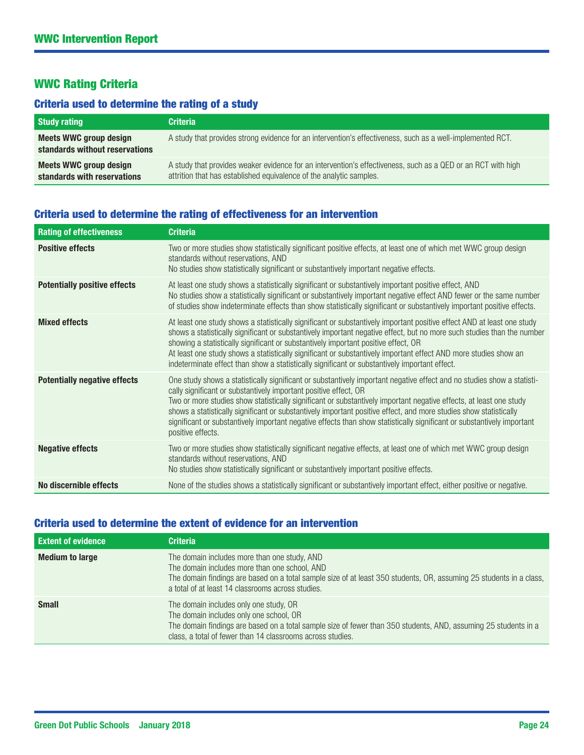## WWC Rating Criteria

### Criteria used to determine the rating of a study

| Study rating | Criteria |
|---|---|
| **Meets WWC group design standards without reservations** | A study that provides strong evidence for an intervention's effectiveness, such as a well-implemented RCT. |
| **Meets WWC group design standards with reservations** | A study that provides weaker evidence for an intervention's effectiveness, such as a QED or an RCT with high attrition that has established equivalence of the analytic samples. |

### Criteria used to determine the rating of effectiveness for an intervention

| Rating of effectiveness | Criteria |
|---|---|
| **Positive effects** | Two or more studies show statistically significant positive effects, at least one of which met WWC group design standards without reservations, AND<br>No studies show statistically significant or substantively important negative effects. |
| **Potentially positive effects** | At least one study shows a statistically significant or substantively important positive effect, AND<br>No studies show a statistically significant or substantively important negative effect AND fewer or the same number of studies show indeterminate effects than show statistically significant or substantively important positive effects. |
| **Mixed effects** | At least one study shows a statistically significant or substantively important positive effect AND at least one study shows a statistically significant or substantively important negative effect, but no more such studies than the number showing a statistically significant or substantively important positive effect, OR<br>At least one study shows a statistically significant or substantively important effect AND more studies show an indeterminate effect than show a statistically significant or substantively important effect. |
| **Potentially negative effects** | One study shows a statistically significant or substantively important negative effect and no studies show a statistically significant or substantively important positive effect, OR<br>Two or more studies show statistically significant or substantively important negative effects, at least one study shows a statistically significant or substantively important positive effect, and more studies show statistically significant or substantively important negative effects than show statistically significant or substantively important positive effects. |
| **Negative effects** | Two or more studies show statistically significant negative effects, at least one of which met WWC group design standards without reservations, AND<br>No studies show statistically significant or substantively important positive effects. |
| **No discernible effects** | None of the studies shows a statistically significant or substantively important effect, either positive or negative. |

### Criteria used to determine the extent of evidence for an intervention

| Extent of evidence | Criteria |
|---|---|
| **Medium to large** | The domain includes more than one study, AND<br>The domain includes more than one school, AND<br>The domain findings are based on a total sample size of at least 350 students, OR, assuming 25 students in a class, a total of at least 14 classrooms across studies. |
| **Small** | The domain includes only one study, OR<br>The domain includes only one school, OR<br>The domain findings are based on a total sample size of fewer than 350 students, AND, assuming 25 students in a class, a total of fewer than 14 classrooms across studies. |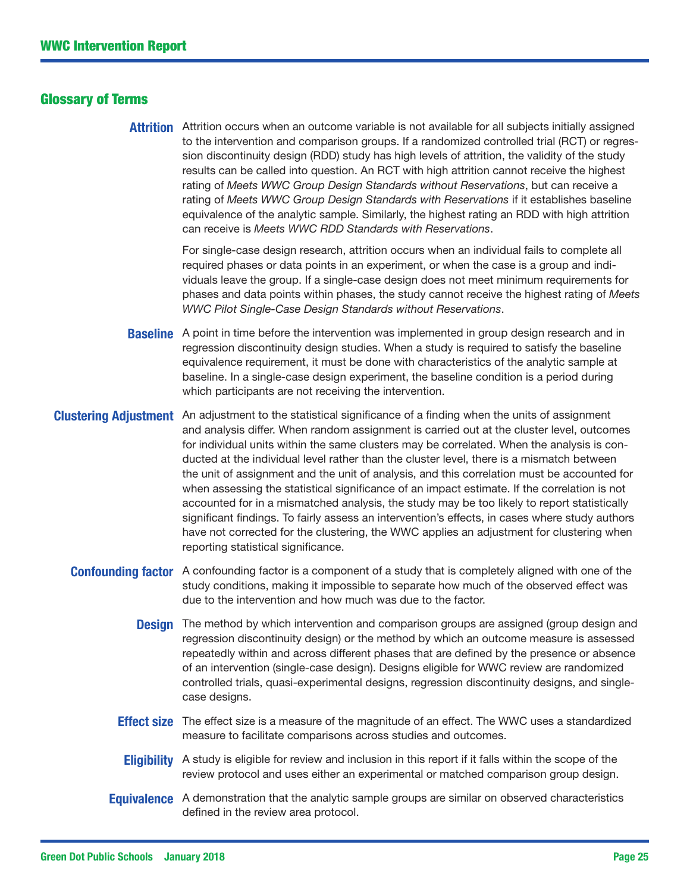## Glossary of Terms

**Attrition** Attrition occurs when an outcome variable is not available for all subjects initially assigned to the intervention and comparison groups. If a randomized controlled trial (RCT) or regression discontinuity design (RDD) study has high levels of attrition, the validity of the study results can be called into question. An RCT with high attrition cannot receive the highest rating of *Meets WWC Group Design Standards without Reservations*, but can receive a rating of *Meets WWC Group Design Standards with Reservations* if it establishes baseline equivalence of the analytic sample. Similarly, the highest rating an RDD with high attrition can receive is *Meets WWC RDD Standards with Reservations*.

For single-case design research, attrition occurs when an individual fails to complete all required phases or data points in an experiment, or when the case is a group and individuals leave the group. If a single-case design does not meet minimum requirements for phases and data points within phases, the study cannot receive the highest rating of *Meets WWC Pilot Single-Case Design Standards without Reservations*.

**Baseline** A point in time before the intervention was implemented in group design research and in regression discontinuity design studies. When a study is required to satisfy the baseline equivalence requirement, it must be done with characteristics of the analytic sample at baseline. In a single-case design experiment, the baseline condition is a period during which participants are not receiving the intervention.

**Clustering Adjustment** An adjustment to the statistical significance of a finding when the units of assignment and analysis differ. When random assignment is carried out at the cluster level, outcomes for individual units within the same clusters may be correlated. When the analysis is conducted at the individual level rather than the cluster level, there is a mismatch between the unit of assignment and the unit of analysis, and this correlation must be accounted for when assessing the statistical significance of an impact estimate. If the correlation is not accounted for in a mismatched analysis, the study may be too likely to report statistically significant findings. To fairly assess an intervention's effects, in cases where study authors have not corrected for the clustering, the WWC applies an adjustment for clustering when reporting statistical significance.

**Confounding factor** A confounding factor is a component of a study that is completely aligned with one of the study conditions, making it impossible to separate how much of the observed effect was due to the intervention and how much was due to the factor.

**Design** The method by which intervention and comparison groups are assigned (group design and regression discontinuity design) or the method by which an outcome measure is assessed repeatedly within and across different phases that are defined by the presence or absence of an intervention (single-case design). Designs eligible for WWC review are randomized controlled trials, quasi-experimental designs, regression discontinuity designs, and single-case designs.

**Effect size** The effect size is a measure of the magnitude of an effect. The WWC uses a standardized measure to facilitate comparisons across studies and outcomes.

**Eligibility** A study is eligible for review and inclusion in this report if it falls within the scope of the review protocol and uses either an experimental or matched comparison group design.

**Equivalence** A demonstration that the analytic sample groups are similar on observed characteristics defined in the review area protocol.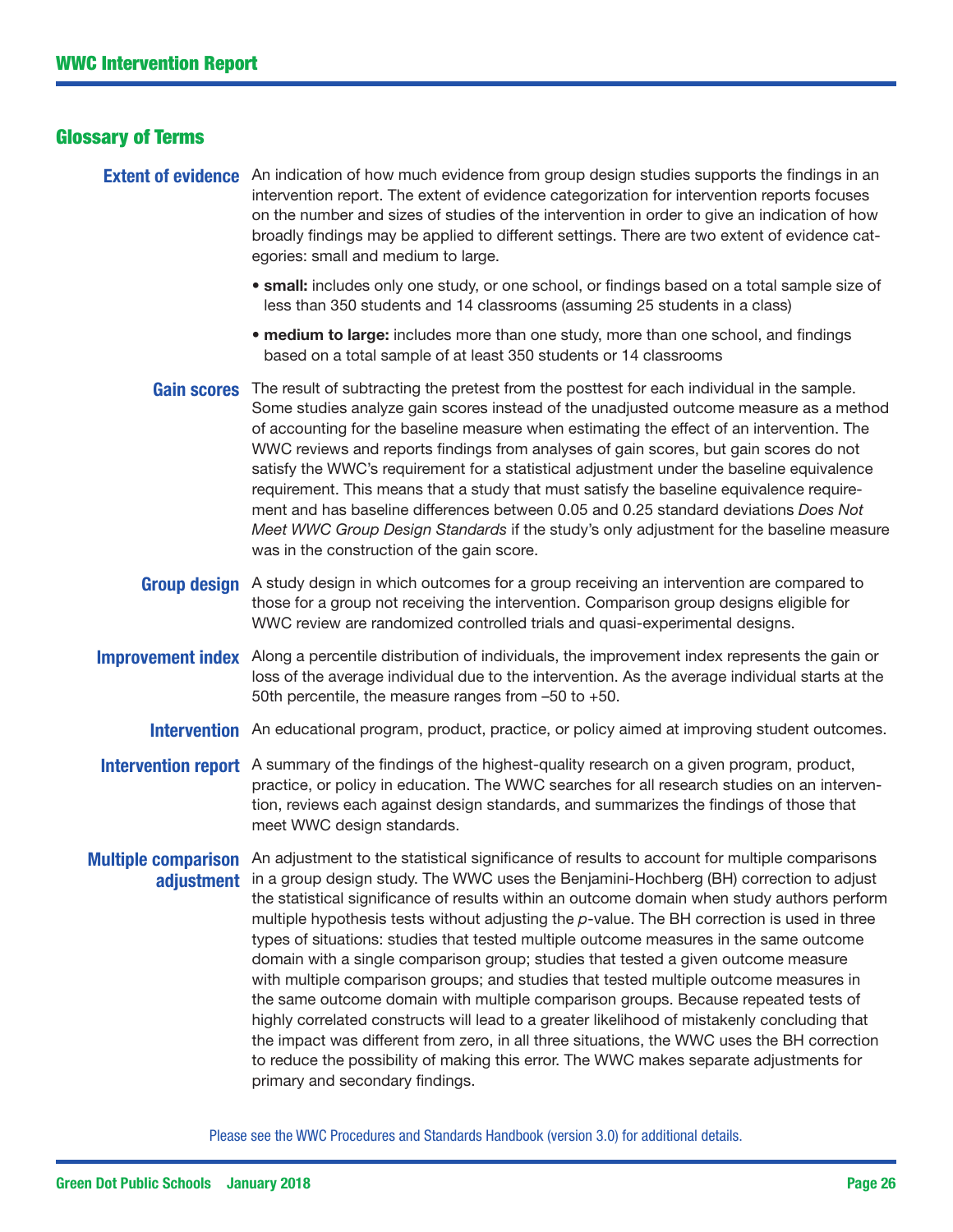## Glossary of Terms

**Extent of evidence** An indication of how much evidence from group design studies supports the findings in an intervention report. The extent of evidence categorization for intervention reports focuses on the number and sizes of studies of the intervention in order to give an indication of how broadly findings may be applied to different settings. There are two extent of evidence categories: small and medium to large.

- **small:** includes only one study, or one school, or findings based on a total sample size of less than 350 students and 14 classrooms (assuming 25 students in a class)
- **medium to large:** includes more than one study, more than one school, and findings based on a total sample of at least 350 students or 14 classrooms

**Gain scores** The result of subtracting the pretest from the posttest for each individual in the sample. Some studies analyze gain scores instead of the unadjusted outcome measure as a method of accounting for the baseline measure when estimating the effect of an intervention. The WWC reviews and reports findings from analyses of gain scores, but gain scores do not satisfy the WWC's requirement for a statistical adjustment under the baseline equivalence requirement. This means that a study that must satisfy the baseline equivalence requirement and has baseline differences between 0.05 and 0.25 standard deviations *Does Not Meet WWC Group Design Standards* if the study's only adjustment for the baseline measure was in the construction of the gain score.

**Group design** A study design in which outcomes for a group receiving an intervention are compared to those for a group not receiving the intervention. Comparison group designs eligible for WWC review are randomized controlled trials and quasi-experimental designs.

**Improvement index** Along a percentile distribution of individuals, the improvement index represents the gain or loss of the average individual due to the intervention. As the average individual starts at the 50th percentile, the measure ranges from –50 to +50.

**Intervention** An educational program, product, practice, or policy aimed at improving student outcomes.

**Intervention report** A summary of the findings of the highest-quality research on a given program, product, practice, or policy in education. The WWC searches for all research studies on an intervention, reviews each against design standards, and summarizes the findings of those that meet WWC design standards.

**Multiple comparison adjustment** An adjustment to the statistical significance of results to account for multiple comparisons in a group design study. The WWC uses the Benjamini-Hochberg (BH) correction to adjust the statistical significance of results within an outcome domain when study authors perform multiple hypothesis tests without adjusting the *p*-value. The BH correction is used in three types of situations: studies that tested multiple outcome measures in the same outcome domain with a single comparison group; studies that tested a given outcome measure with multiple comparison groups; and studies that tested multiple outcome measures in the same outcome domain with multiple comparison groups. Because repeated tests of highly correlated constructs will lead to a greater likelihood of mistakenly concluding that the impact was different from zero, in all three situations, the WWC uses the BH correction to reduce the possibility of making this error. The WWC makes separate adjustments for primary and secondary findings.

Please see the WWC Procedures and Standards Handbook (version 3.0) for additional details.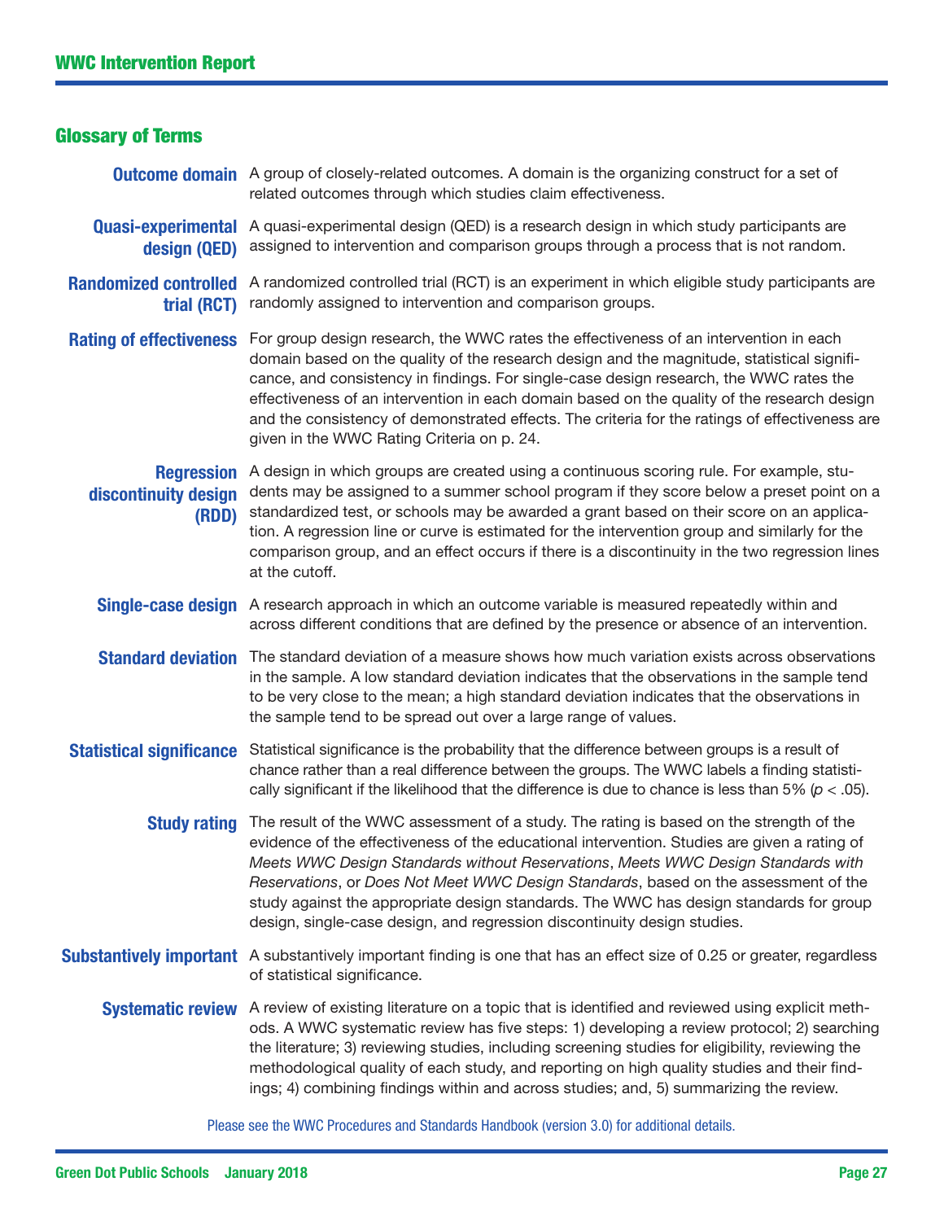## Glossary of Terms

**Outcome domain** A group of closely-related outcomes. A domain is the organizing construct for a set of related outcomes through which studies claim effectiveness.

**Quasi-experimental design (QED)** A quasi-experimental design (QED) is a research design in which study participants are assigned to intervention and comparison groups through a process that is not random.

**Randomized controlled trial (RCT)** A randomized controlled trial (RCT) is an experiment in which eligible study participants are randomly assigned to intervention and comparison groups.

**Rating of effectiveness** For group design research, the WWC rates the effectiveness of an intervention in each domain based on the quality of the research design and the magnitude, statistical significance, and consistency in findings. For single-case design research, the WWC rates the effectiveness of an intervention in each domain based on the quality of the research design and the consistency of demonstrated effects. The criteria for the ratings of effectiveness are given in the WWC Rating Criteria on p. 24.

**Regression discontinuity design (RDD)** A design in which groups are created using a continuous scoring rule. For example, students may be assigned to a summer school program if they score below a preset point on a standardized test, or schools may be awarded a grant based on their score on an application. A regression line or curve is estimated for the intervention group and similarly for the comparison group, and an effect occurs if there is a discontinuity in the two regression lines at the cutoff.

**Single-case design** A research approach in which an outcome variable is measured repeatedly within and across different conditions that are defined by the presence or absence of an intervention.

**Standard deviation** The standard deviation of a measure shows how much variation exists across observations in the sample. A low standard deviation indicates that the observations in the sample tend to be very close to the mean; a high standard deviation indicates that the observations in the sample tend to be spread out over a large range of values.

**Statistical significance** Statistical significance is the probability that the difference between groups is a result of chance rather than a real difference between the groups. The WWC labels a finding statistically significant if the likelihood that the difference is due to chance is less than 5% ($p < .05$).

**Study rating** The result of the WWC assessment of a study. The rating is based on the strength of the evidence of the effectiveness of the educational intervention. Studies are given a rating of *Meets WWC Design Standards without Reservations*, *Meets WWC Design Standards with Reservations*, or *Does Not Meet WWC Design Standards*, based on the assessment of the study against the appropriate design standards. The WWC has design standards for group design, single-case design, and regression discontinuity design studies.

**Substantively important** A substantively important finding is one that has an effect size of 0.25 or greater, regardless of statistical significance.

**Systematic review** A review of existing literature on a topic that is identified and reviewed using explicit methods. A WWC systematic review has five steps: 1) developing a review protocol; 2) searching the literature; 3) reviewing studies, including screening studies for eligibility, reviewing the methodological quality of each study, and reporting on high quality studies and their findings; 4) combining findings within and across studies; and, 5) summarizing the review.

Please see the WWC Procedures and Standards Handbook (version 3.0) for additional details.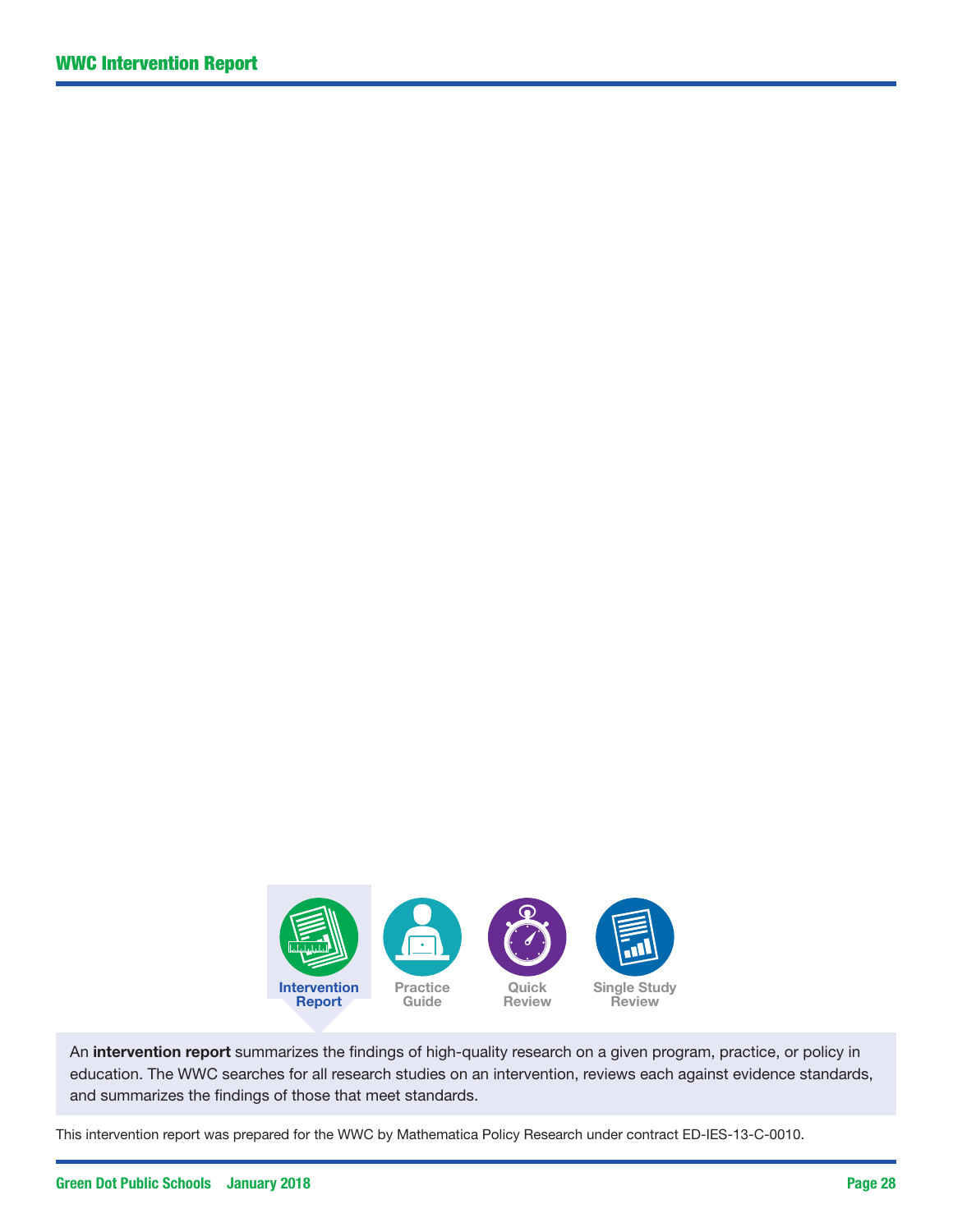Intervention Report

Practice Guide

Quick Review

Single Study Review

An **intervention report** summarizes the findings of high-quality research on a given program, practice, or policy in education. The WWC searches for all research studies on an intervention, reviews each against evidence standards, and summarizes the findings of those that meet standards.

This intervention report was prepared for the WWC by Mathematica Policy Research under contract ED-IES-13-C-0010.